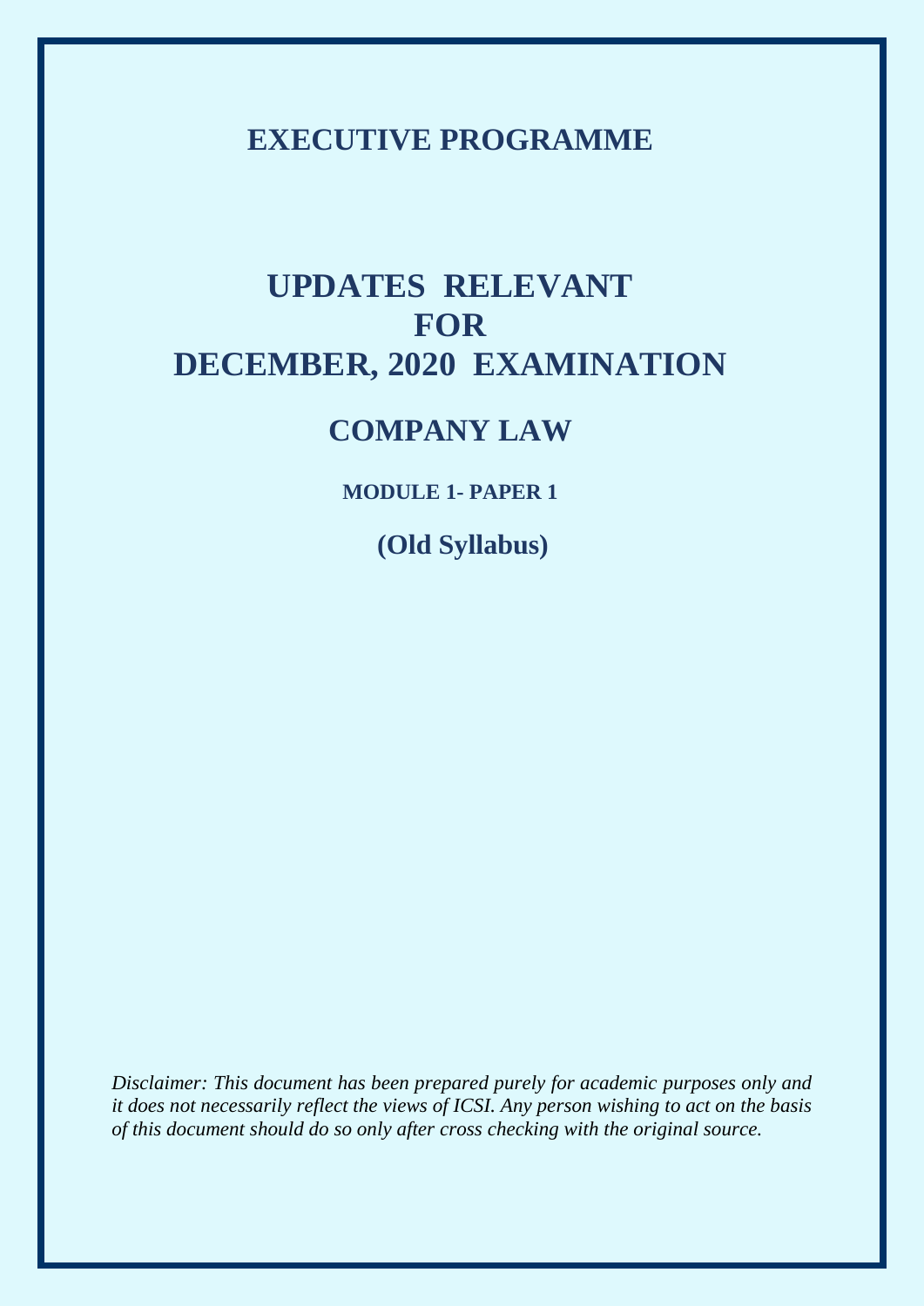# EXECUTIVE PROGRAMME

# UPDATES RELEVANT FOR DECEMBER, 2020 EXAMINATION

## COMPANY LAW

### MODULE 1- PAPER 1

### (Old Syllabus)

*Disclaimer: This document has been prepared purely for academic purposes only and it does not necessarily reflect the views of ICSI. Any person wishing to act on the basis of this document should do so only after cross checking with the original source.*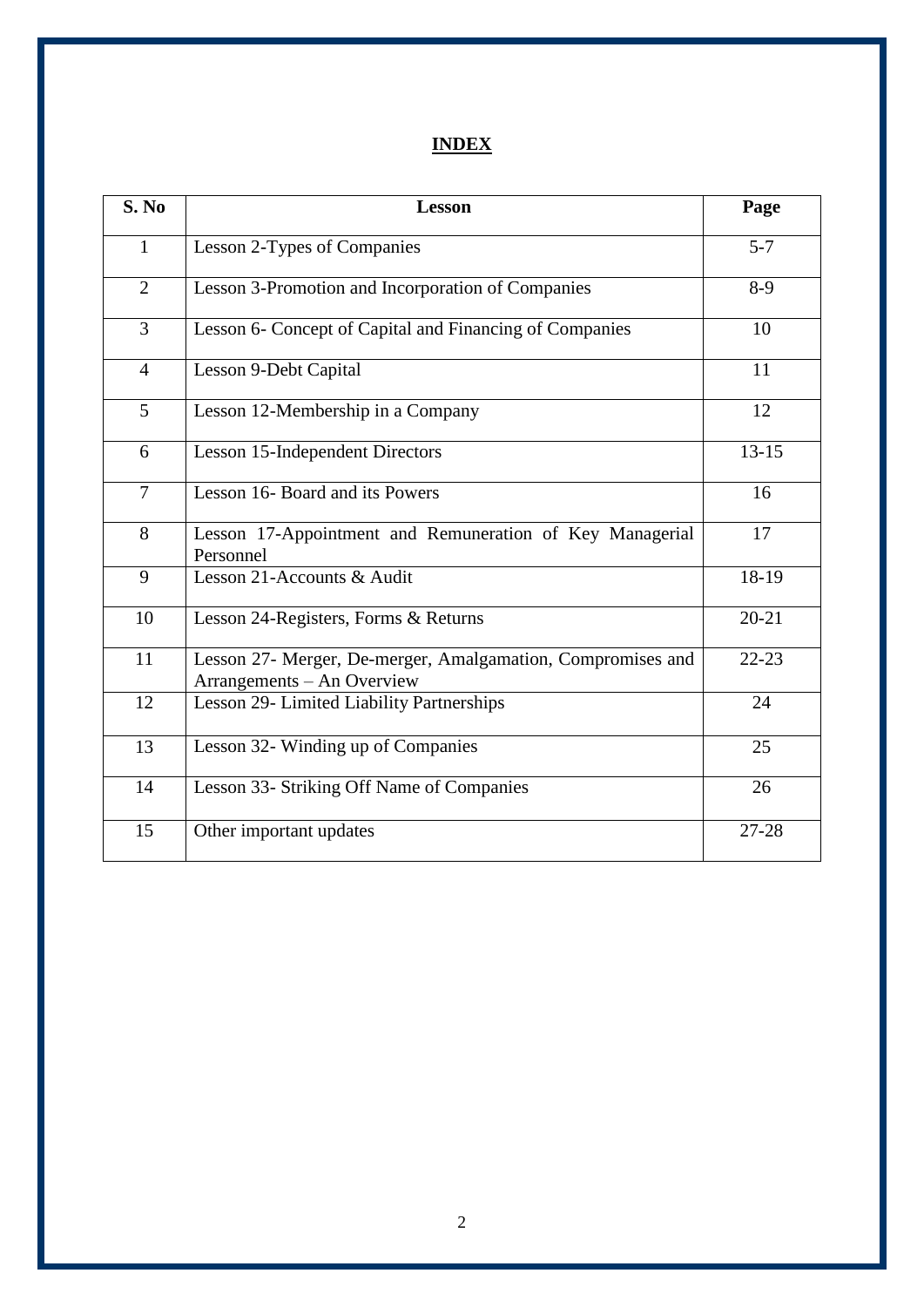# INDEX

| S. No | Lesson | Page |
|---|---|---|
| 1 | Lesson 2-Types of Companies | 5-7 |
| 2 | Lesson 3-Promotion and Incorporation of Companies | 8-9 |
| 3 | Lesson 6- Concept of Capital and Financing of Companies | 10 |
| 4 | Lesson 9-Debt Capital | 11 |
| 5 | Lesson 12-Membership in a Company | 12 |
| 6 | Lesson 15-Independent Directors | 13-15 |
| 7 | Lesson 16- Board and its Powers | 16 |
| 8 | Lesson 17-Appointment and Remuneration of Key Managerial Personnel | 17 |
| 9 | Lesson 21-Accounts & Audit | 18-19 |
| 10 | Lesson 24-Registers, Forms & Returns | 20-21 |
| 11 | Lesson 27- Merger, De-merger, Amalgamation, Compromises and Arrangements – An Overview | 22-23 |
| 12 | Lesson 29- Limited Liability Partnerships | 24 |
| 13 | Lesson 32- Winding up of Companies | 25 |
| 14 | Lesson 33- Striking Off Name of Companies | 26 |
| 15 | Other important updates | 27-28 |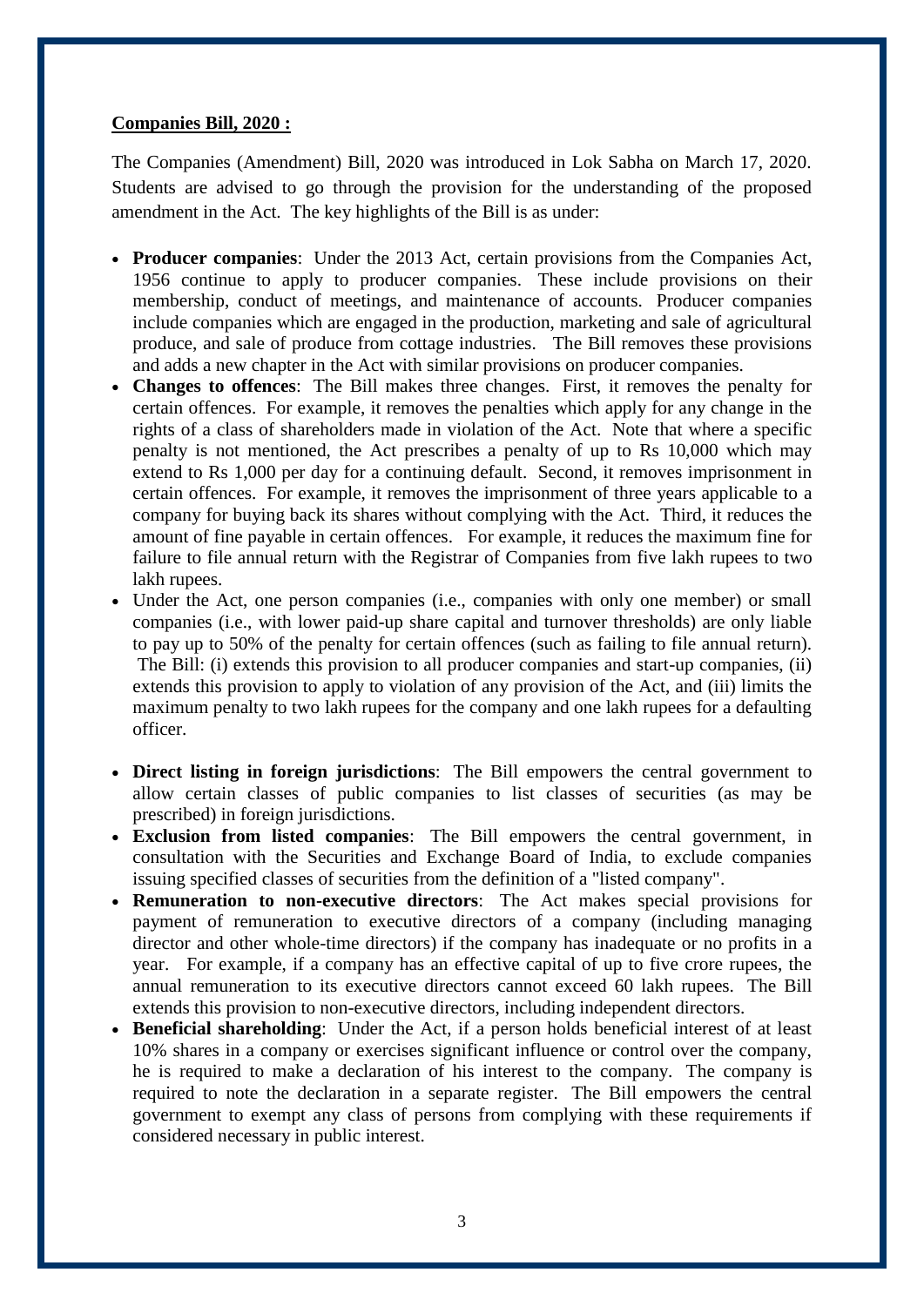**<u>Companies Bill, 2020 :</u>**

The Companies (Amendment) Bill, 2020 was introduced in Lok Sabha on March 17, 2020. Students are advised to go through the provision for the understanding of the proposed amendment in the Act. The key highlights of the Bill is as under:

- **Producer companies**: Under the 2013 Act, certain provisions from the Companies Act, 1956 continue to apply to producer companies. These include provisions on their membership, conduct of meetings, and maintenance of accounts. Producer companies include companies which are engaged in the production, marketing and sale of agricultural produce, and sale of produce from cottage industries. The Bill removes these provisions and adds a new chapter in the Act with similar provisions on producer companies.
- **Changes to offences**: The Bill makes three changes. First, it removes the penalty for certain offences. For example, it removes the penalties which apply for any change in the rights of a class of shareholders made in violation of the Act. Note that where a specific penalty is not mentioned, the Act prescribes a penalty of up to Rs 10,000 which may extend to Rs 1,000 per day for a continuing default. Second, it removes imprisonment in certain offences. For example, it removes the imprisonment of three years applicable to a company for buying back its shares without complying with the Act. Third, it reduces the amount of fine payable in certain offences. For example, it reduces the maximum fine for failure to file annual return with the Registrar of Companies from five lakh rupees to two lakh rupees.
- Under the Act, one person companies (i.e., companies with only one member) or small companies (i.e., with lower paid-up share capital and turnover thresholds) are only liable to pay up to 50% of the penalty for certain offences (such as failing to file annual return). The Bill: (i) extends this provision to all producer companies and start-up companies, (ii) extends this provision to apply to violation of any provision of the Act, and (iii) limits the maximum penalty to two lakh rupees for the company and one lakh rupees for a defaulting officer.

- **Direct listing in foreign jurisdictions**: The Bill empowers the central government to allow certain classes of public companies to list classes of securities (as may be prescribed) in foreign jurisdictions.
- **Exclusion from listed companies**: The Bill empowers the central government, in consultation with the Securities and Exchange Board of India, to exclude companies issuing specified classes of securities from the definition of a "listed company".
- **Remuneration to non-executive directors**: The Act makes special provisions for payment of remuneration to executive directors of a company (including managing director and other whole-time directors) if the company has inadequate or no profits in a year. For example, if a company has an effective capital of up to five crore rupees, the annual remuneration to its executive directors cannot exceed 60 lakh rupees. The Bill extends this provision to non-executive directors, including independent directors.
- **Beneficial shareholding**: Under the Act, if a person holds beneficial interest of at least 10% shares in a company or exercises significant influence or control over the company, he is required to make a declaration of his interest to the company. The company is required to note the declaration in a separate register. The Bill empowers the central government to exempt any class of persons from complying with these requirements if considered necessary in public interest.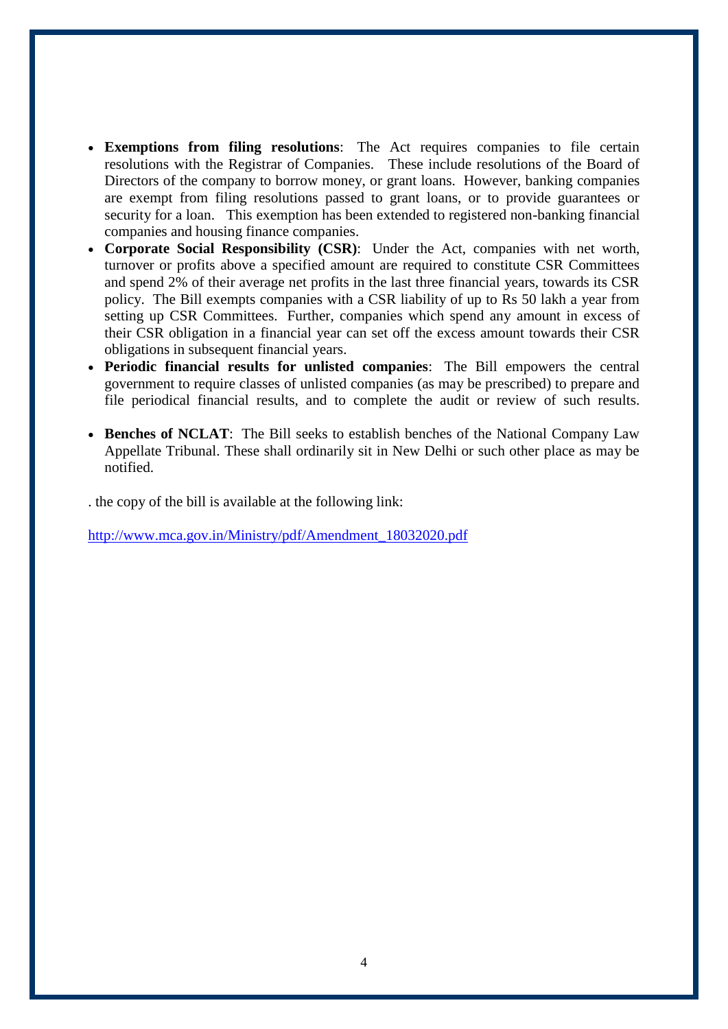- **Exemptions from filing resolutions**: The Act requires companies to file certain resolutions with the Registrar of Companies. These include resolutions of the Board of Directors of the company to borrow money, or grant loans. However, banking companies are exempt from filing resolutions passed to grant loans, or to provide guarantees or security for a loan. This exemption has been extended to registered non-banking financial companies and housing finance companies.
- **Corporate Social Responsibility (CSR)**: Under the Act, companies with net worth, turnover or profits above a specified amount are required to constitute CSR Committees and spend 2% of their average net profits in the last three financial years, towards its CSR policy. The Bill exempts companies with a CSR liability of up to Rs 50 lakh a year from setting up CSR Committees. Further, companies which spend any amount in excess of their CSR obligation in a financial year can set off the excess amount towards their CSR obligations in subsequent financial years.
- **Periodic financial results for unlisted companies**: The Bill empowers the central government to require classes of unlisted companies (as may be prescribed) to prepare and file periodical financial results, and to complete the audit or review of such results.
- **Benches of NCLAT**: The Bill seeks to establish benches of the National Company Law Appellate Tribunal. These shall ordinarily sit in New Delhi or such other place as may be notified.

. the copy of the bill is available at the following link:

http://www.mca.gov.in/Ministry/pdf/Amendment_18032020.pdf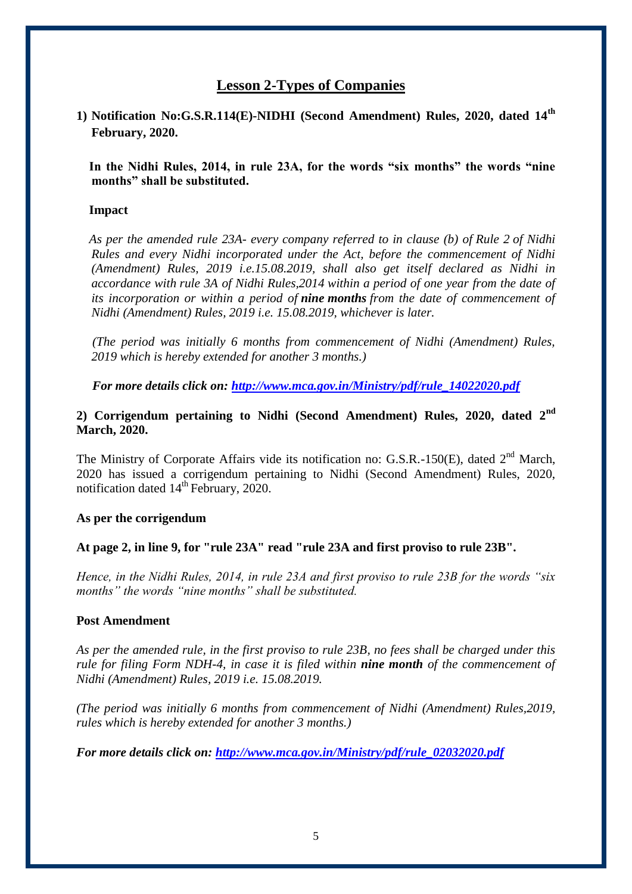# Lesson 2-Types of Companies

**1) Notification No:G.S.R.114(E)-NIDHI (Second Amendment) Rules, 2020, dated 14th February, 2020.**

**In the Nidhi Rules, 2014, in rule 23A, for the words "six months" the words "nine months" shall be substituted.**

**Impact**

*As per the amended rule 23A- every company referred to in clause (b) of Rule 2 of Nidhi Rules and every Nidhi incorporated under the Act, before the commencement of Nidhi (Amendment) Rules, 2019 i.e.15.08.2019, shall also get itself declared as Nidhi in accordance with rule 3A of Nidhi Rules,2014 within a period of one year from the date of its incorporation or within a period of **nine months** from the date of commencement of Nidhi (Amendment) Rules, 2019 i.e. 15.08.2019, whichever is later.*

*(The period was initially 6 months from commencement of Nidhi (Amendment) Rules, 2019 which is hereby extended for another 3 months.)*

***For more details click on: [http://www.mca.gov.in/Ministry/pdf/rule_14022020.pdf](http://www.mca.gov.in/Ministry/pdf/rule_14022020.pdf)***

**2) Corrigendum pertaining to Nidhi (Second Amendment) Rules, 2020, dated 2nd March, 2020.**

The Ministry of Corporate Affairs vide its notification no: G.S.R.-150(E), dated 2nd March, 2020 has issued a corrigendum pertaining to Nidhi (Second Amendment) Rules, 2020, notification dated 14th February, 2020.

**As per the corrigendum**

**At page 2, in line 9, for "rule 23A" read "rule 23A and first proviso to rule 23B".**

*Hence, in the Nidhi Rules, 2014, in rule 23A and first proviso to rule 23B for the words "six months" the words "nine months" shall be substituted.*

**Post Amendment**

*As per the amended rule, in the first proviso to rule 23B, no fees shall be charged under this rule for filing Form NDH-4, in case it is filed within **nine month** of the commencement of Nidhi (Amendment) Rules, 2019 i.e. 15.08.2019.*

*(The period was initially 6 months from commencement of Nidhi (Amendment) Rules,2019, rules which is hereby extended for another 3 months.)*

***For more details click on: [http://www.mca.gov.in/Ministry/pdf/rule_02032020.pdf](http://www.mca.gov.in/Ministry/pdf/rule_02032020.pdf)***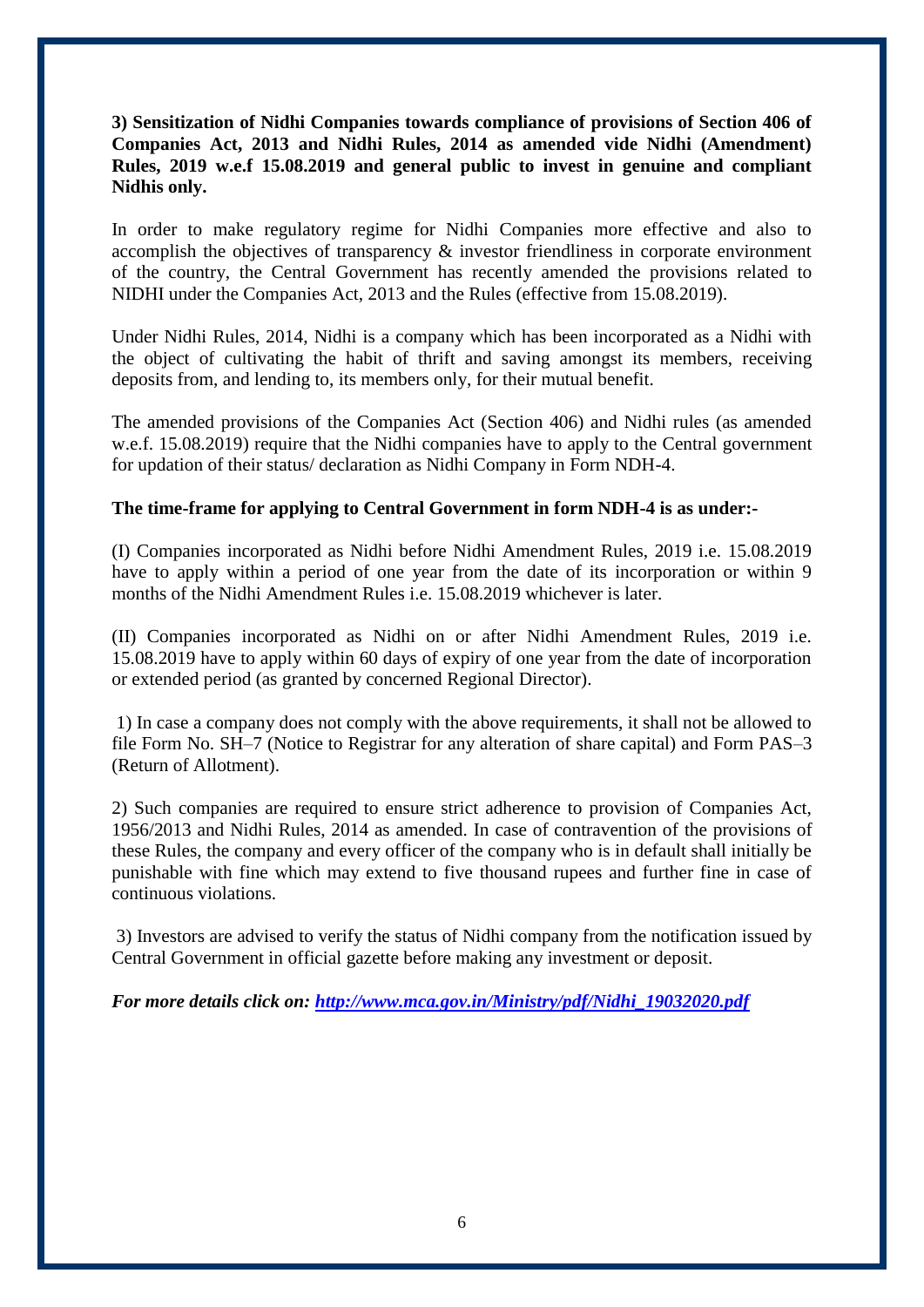**3) Sensitization of Nidhi Companies towards compliance of provisions of Section 406 of Companies Act, 2013 and Nidhi Rules, 2014 as amended vide Nidhi (Amendment) Rules, 2019 w.e.f 15.08.2019 and general public to invest in genuine and compliant Nidhis only.**

In order to make regulatory regime for Nidhi Companies more effective and also to accomplish the objectives of transparency & investor friendliness in corporate environment of the country, the Central Government has recently amended the provisions related to NIDHI under the Companies Act, 2013 and the Rules (effective from 15.08.2019).

Under Nidhi Rules, 2014, Nidhi is a company which has been incorporated as a Nidhi with the object of cultivating the habit of thrift and saving amongst its members, receiving deposits from, and lending to, its members only, for their mutual benefit.

The amended provisions of the Companies Act (Section 406) and Nidhi rules (as amended w.e.f. 15.08.2019) require that the Nidhi companies have to apply to the Central government for updation of their status/ declaration as Nidhi Company in Form NDH-4.

**The time-frame for applying to Central Government in form NDH-4 is as under:-**

(I) Companies incorporated as Nidhi before Nidhi Amendment Rules, 2019 i.e. 15.08.2019 have to apply within a period of one year from the date of its incorporation or within 9 months of the Nidhi Amendment Rules i.e. 15.08.2019 whichever is later.

(II) Companies incorporated as Nidhi on or after Nidhi Amendment Rules, 2019 i.e. 15.08.2019 have to apply within 60 days of expiry of one year from the date of incorporation or extended period (as granted by concerned Regional Director).

1) In case a company does not comply with the above requirements, it shall not be allowed to file Form No. SH–7 (Notice to Registrar for any alteration of share capital) and Form PAS–3 (Return of Allotment).

2) Such companies are required to ensure strict adherence to provision of Companies Act, 1956/2013 and Nidhi Rules, 2014 as amended. In case of contravention of the provisions of these Rules, the company and every officer of the company who is in default shall initially be punishable with fine which may extend to five thousand rupees and further fine in case of continuous violations.

3) Investors are advised to verify the status of Nidhi company from the notification issued by Central Government in official gazette before making any investment or deposit.

***For more details click on: [http://www.mca.gov.in/Ministry/pdf/Nidhi_19032020.pdf](http://www.mca.gov.in/Ministry/pdf/Nidhi_19032020.pdf)***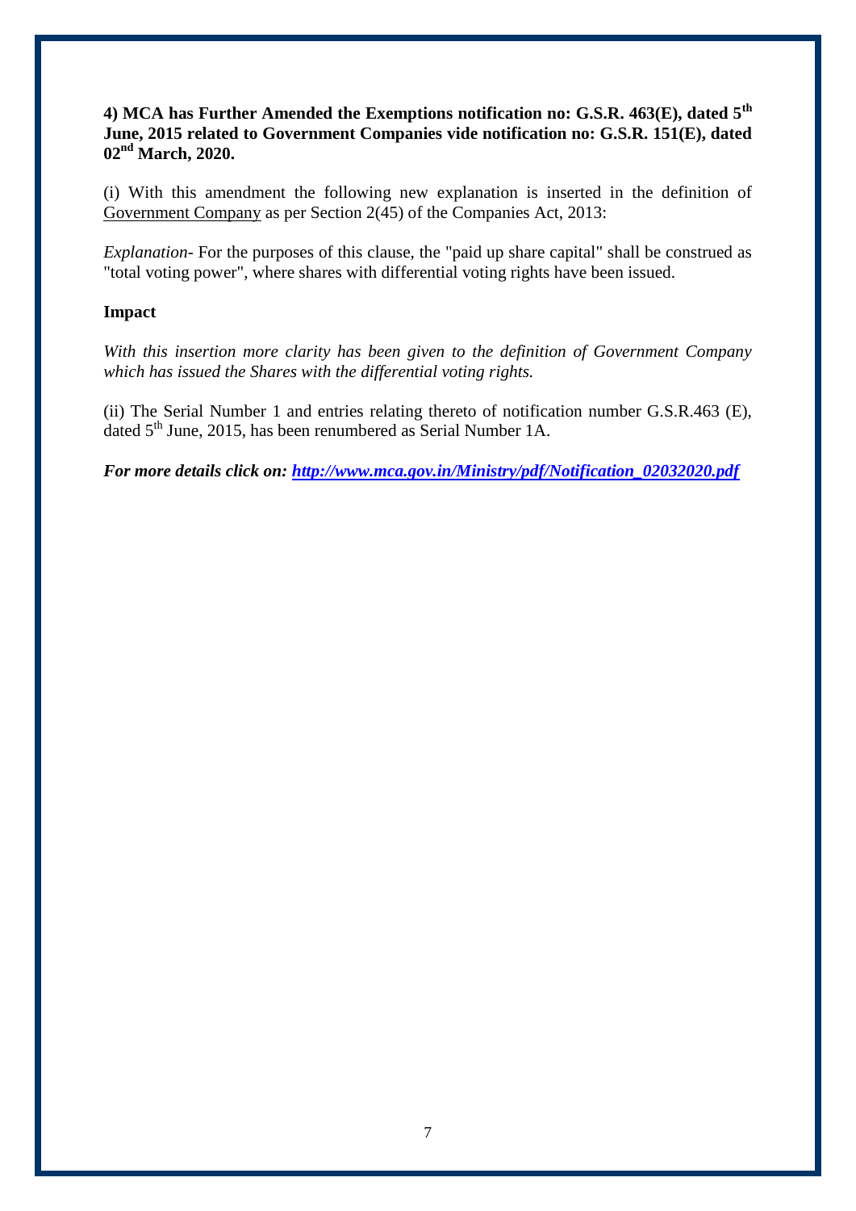**4) MCA has Further Amended the Exemptions notification no: G.S.R. 463(E), dated 5th June, 2015 related to Government Companies vide notification no: G.S.R. 151(E), dated 02nd March, 2020.**

(i) With this amendment the following new explanation is inserted in the definition of Government Company as per Section 2(45) of the Companies Act, 2013:

*Explanation-* For the purposes of this clause, the "paid up share capital" shall be construed as "total voting power", where shares with differential voting rights have been issued.

**Impact**

*With this insertion more clarity has been given to the definition of Government Company which has issued the Shares with the differential voting rights.*

(ii) The Serial Number 1 and entries relating thereto of notification number G.S.R.463 (E), dated 5th June, 2015, has been renumbered as Serial Number 1A.

***For more details click on: [http://www.mca.gov.in/Ministry/pdf/Notification_02032020.pdf](http://www.mca.gov.in/Ministry/pdf/Notification_02032020.pdf)***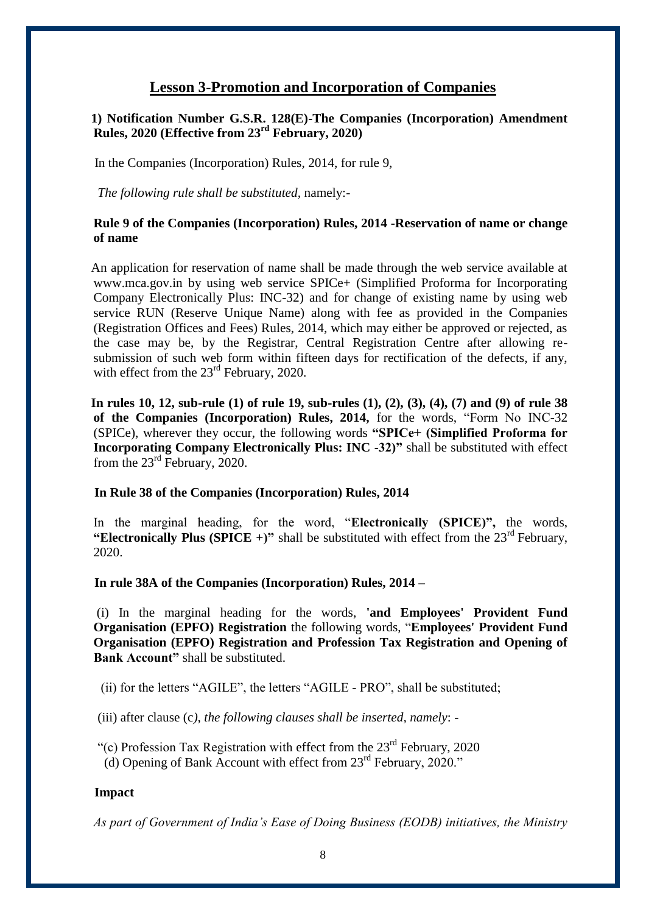## Lesson 3-Promotion and Incorporation of Companies

**1) Notification Number G.S.R. 128(E)-The Companies (Incorporation) Amendment Rules, 2020 (Effective from 23rd February, 2020)**

In the Companies (Incorporation) Rules, 2014, for rule 9,

*The following rule shall be substituted,* namely:-

**Rule 9 of the Companies (Incorporation) Rules, 2014 -Reservation of name or change of name**

An application for reservation of name shall be made through the web service available at www.mca.gov.in by using web service SPICe+ (Simplified Proforma for Incorporating Company Electronically Plus: INC-32) and for change of existing name by using web service RUN (Reserve Unique Name) along with fee as provided in the Companies (Registration Offices and Fees) Rules, 2014, which may either be approved or rejected, as the case may be, by the Registrar, Central Registration Centre after allowing re-submission of such web form within fifteen days for rectification of the defects, if any, with effect from the 23rd February, 2020.

**In rules 10, 12, sub-rule (1) of rule 19, sub-rules (1), (2), (3), (4), (7) and (9) of rule 38 of the Companies (Incorporation) Rules, 2014,** for the words, "Form No INC-32 (SPICe), wherever they occur, the following words **"SPICe+ (Simplified Proforma for Incorporating Company Electronically Plus: INC -32)"** shall be substituted with effect from the 23rd February, 2020.

**In Rule 38 of the Companies (Incorporation) Rules, 2014**

In the marginal heading, for the word, "**Electronically (SPICE)",** the words, **"Electronically Plus (SPICE +)"** shall be substituted with effect from the 23rd February, 2020.

**In rule 38A of the Companies (Incorporation) Rules, 2014 –**

(i) In the marginal heading for the words, **'and Employees' Provident Fund Organisation (EPFO) Registration** the following words, "**Employees' Provident Fund Organisation (EPFO) Registration and Profession Tax Registration and Opening of Bank Account"** shall be substituted.

(ii) for the letters "AGILE", the letters "AGILE - PRO", shall be substituted;

(iii) after clause (c*), the following clauses shall be inserted, namely*: -

"(c) Profession Tax Registration with effect from the 23rd February, 2020
(d) Opening of Bank Account with effect from 23rd February, 2020."

**Impact**

*As part of Government of India's Ease of Doing Business (EODB) initiatives, the Ministry*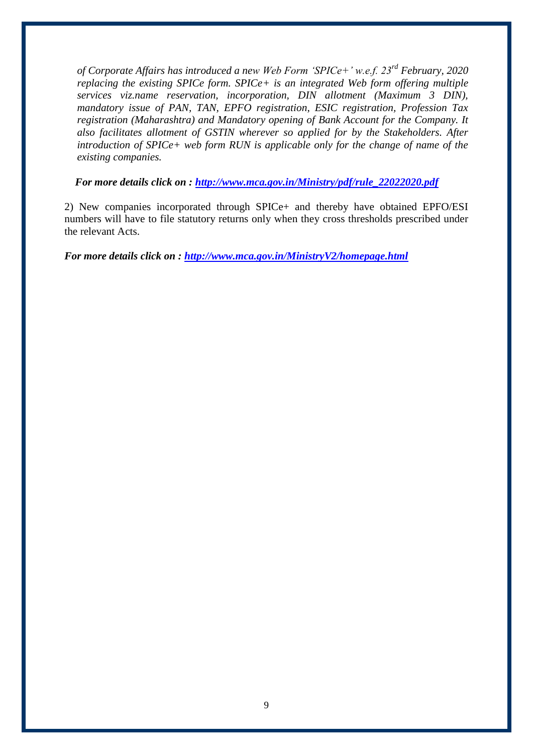*of Corporate Affairs has introduced a new Web Form 'SPICe+' w.e.f. 23rd February, 2020 replacing the existing SPICe form. SPICe+ is an integrated Web form offering multiple services viz.name reservation, incorporation, DIN allotment (Maximum 3 DIN), mandatory issue of PAN, TAN, EPFO registration, ESIC registration, Profession Tax registration (Maharashtra) and Mandatory opening of Bank Account for the Company. It also facilitates allotment of GSTIN wherever so applied for by the Stakeholders. After introduction of SPICe+ web form RUN is applicable only for the change of name of the existing companies.*

***For more details click on : [http://www.mca.gov.in/Ministry/pdf/rule_22022020.pdf](http://www.mca.gov.in/Ministry/pdf/rule_22022020.pdf)***

2) New companies incorporated through SPICe+ and thereby have obtained EPFO/ESI numbers will have to file statutory returns only when they cross thresholds prescribed under the relevant Acts.

***For more details click on : [http://www.mca.gov.in/MinistryV2/homepage.html](http://www.mca.gov.in/MinistryV2/homepage.html)***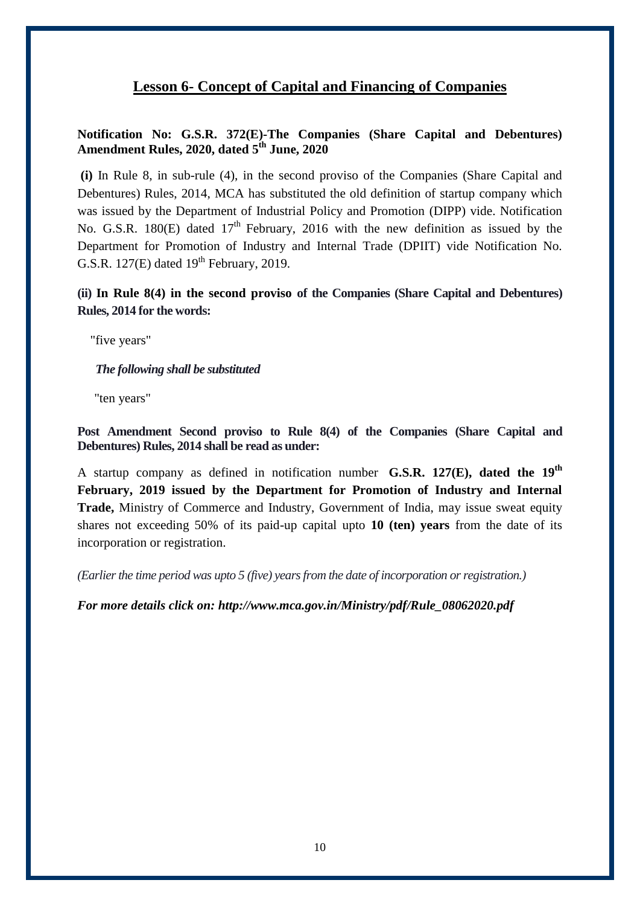## Lesson 6- Concept of Capital and Financing of Companies

**Notification No: G.S.R. 372(E)-The Companies (Share Capital and Debentures) Amendment Rules, 2020, dated 5th June, 2020**

**(i)** In Rule 8, in sub-rule (4), in the second proviso of the Companies (Share Capital and Debentures) Rules, 2014, MCA has substituted the old definition of startup company which was issued by the Department of Industrial Policy and Promotion (DIPP) vide. Notification No. G.S.R. 180(E) dated 17th February, 2016 with the new definition as issued by the Department for Promotion of Industry and Internal Trade (DPIIT) vide Notification No. G.S.R. 127(E) dated 19th February, 2019.

**(ii) In Rule 8(4) in the second proviso of the Companies (Share Capital and Debentures) Rules, 2014 for the words:**

"five years"

***The following shall be substituted***

"ten years"

**Post Amendment Second proviso to Rule 8(4) of the Companies (Share Capital and Debentures) Rules, 2014 shall be read as under:**

A startup company as defined in notification number **G.S.R. 127(E), dated the 19th February, 2019 issued by the Department for Promotion of Industry and Internal Trade,** Ministry of Commerce and Industry, Government of India, may issue sweat equity shares not exceeding 50% of its paid-up capital upto **10 (ten) years** from the date of its incorporation or registration.

*(Earlier the time period was upto 5 (five) years from the date of incorporation or registration.)*

***For more details click on: http://www.mca.gov.in/Ministry/pdf/Rule_08062020.pdf***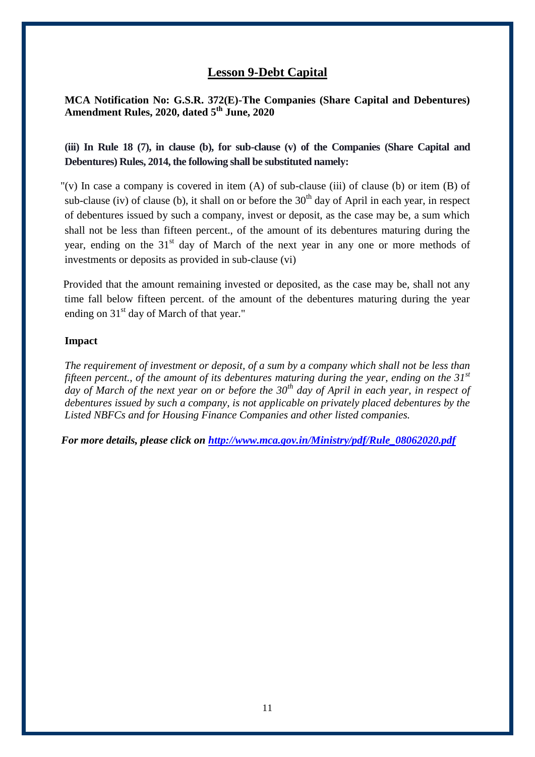# Lesson 9-Debt Capital

**MCA Notification No: G.S.R. 372(E)-The Companies (Share Capital and Debentures) Amendment Rules, 2020, dated 5th June, 2020**

**(iii) In Rule 18 (7), in clause (b), for sub-clause (v) of the Companies (Share Capital and Debentures) Rules, 2014, the following shall be substituted namely:**

"(v) In case a company is covered in item (A) of sub-clause (iii) of clause (b) or item (B) of sub-clause (iv) of clause (b), it shall on or before the 30th day of April in each year, in respect of debentures issued by such a company, invest or deposit, as the case may be, a sum which shall not be less than fifteen percent., of the amount of its debentures maturing during the year, ending on the 31st day of March of the next year in any one or more methods of investments or deposits as provided in sub-clause (vi)

Provided that the amount remaining invested or deposited, as the case may be, shall not any time fall below fifteen percent. of the amount of the debentures maturing during the year ending on 31st day of March of that year."

**Impact**

*The requirement of investment or deposit, of a sum by a company which shall not be less than fifteen percent., of the amount of its debentures maturing during the year, ending on the 31st day of March of the next year on or before the 30th day of April in each year, in respect of debentures issued by such a company, is not applicable on privately placed debentures by the Listed NBFCs and for Housing Finance Companies and other listed companies.*

***For more details, please click on [http://www.mca.gov.in/Ministry/pdf/Rule_08062020.pdf](http://www.mca.gov.in/Ministry/pdf/Rule_08062020.pdf)***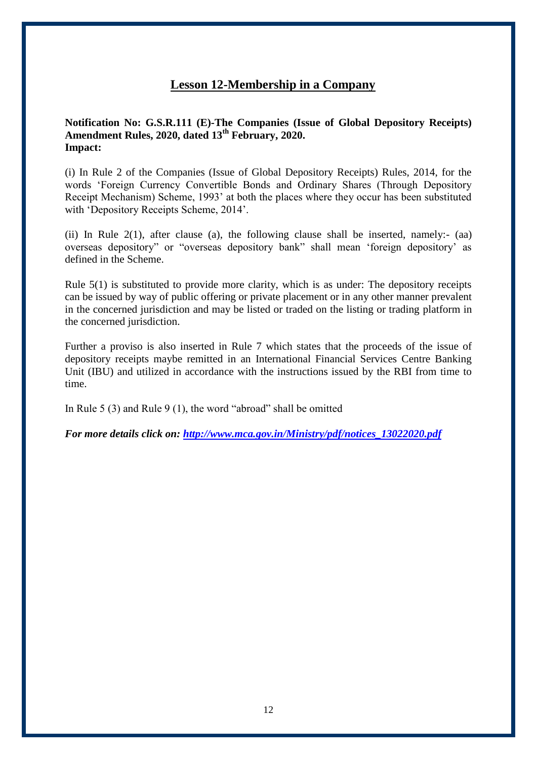## Lesson 12-Membership in a Company

**Notification No: G.S.R.111 (E)-The Companies (Issue of Global Depository Receipts) Amendment Rules, 2020, dated 13th February, 2020.**
**Impact:**

(i) In Rule 2 of the Companies (Issue of Global Depository Receipts) Rules, 2014, for the words 'Foreign Currency Convertible Bonds and Ordinary Shares (Through Depository Receipt Mechanism) Scheme, 1993' at both the places where they occur has been substituted with 'Depository Receipts Scheme, 2014'.

(ii) In Rule 2(1), after clause (a), the following clause shall be inserted, namely:- (aa) overseas depository" or "overseas depository bank" shall mean 'foreign depository' as defined in the Scheme.

Rule 5(1) is substituted to provide more clarity, which is as under: The depository receipts can be issued by way of public offering or private placement or in any other manner prevalent in the concerned jurisdiction and may be listed or traded on the listing or trading platform in the concerned jurisdiction.

Further a proviso is also inserted in Rule 7 which states that the proceeds of the issue of depository receipts maybe remitted in an International Financial Services Centre Banking Unit (IBU) and utilized in accordance with the instructions issued by the RBI from time to time.

In Rule 5 (3) and Rule 9 (1), the word "abroad" shall be omitted

***For more details click on: http://www.mca.gov.in/Ministry/pdf/notices_13022020.pdf***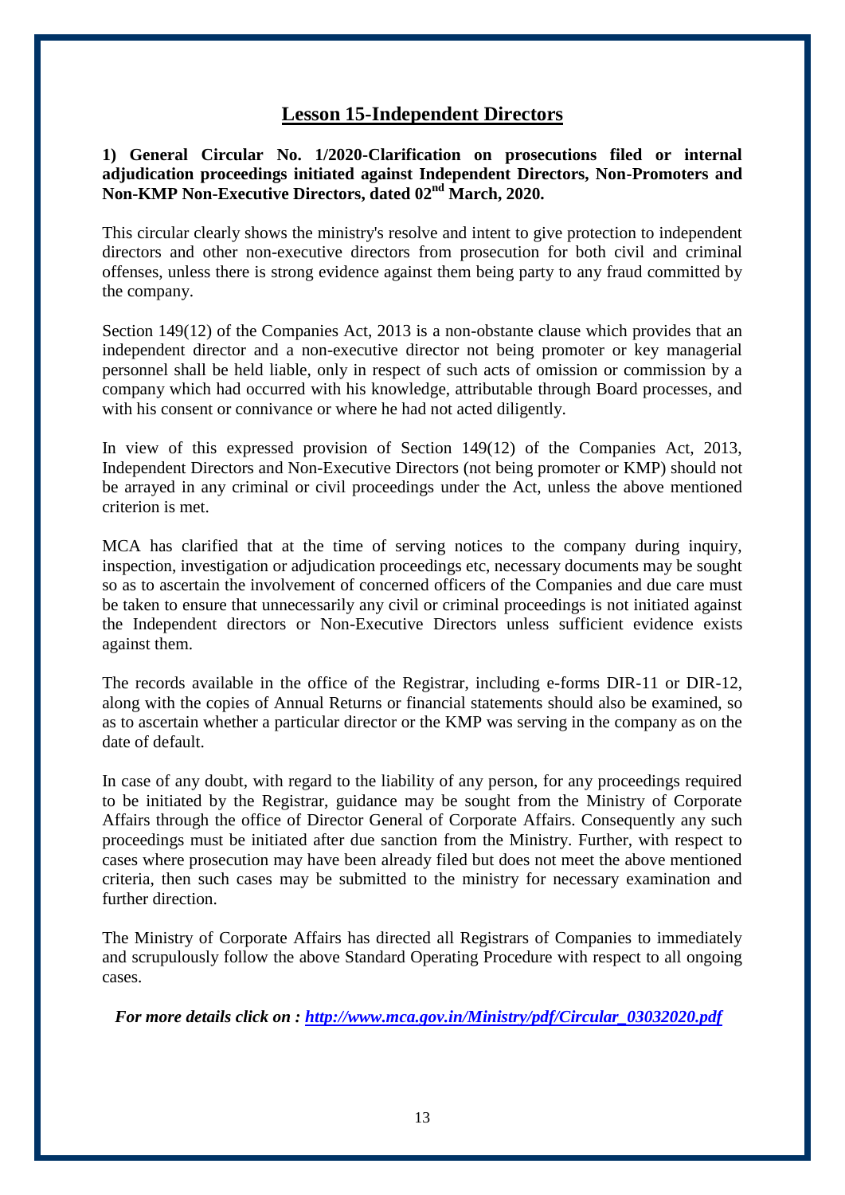# Lesson 15-Independent Directors

**1) General Circular No. 1/2020-Clarification on prosecutions filed or internal adjudication proceedings initiated against Independent Directors, Non-Promoters and Non-KMP Non-Executive Directors, dated 02nd March, 2020.**

This circular clearly shows the ministry's resolve and intent to give protection to independent directors and other non-executive directors from prosecution for both civil and criminal offenses, unless there is strong evidence against them being party to any fraud committed by the company.

Section 149(12) of the Companies Act, 2013 is a non-obstante clause which provides that an independent director and a non-executive director not being promoter or key managerial personnel shall be held liable, only in respect of such acts of omission or commission by a company which had occurred with his knowledge, attributable through Board processes, and with his consent or connivance or where he had not acted diligently.

In view of this expressed provision of Section 149(12) of the Companies Act, 2013, Independent Directors and Non-Executive Directors (not being promoter or KMP) should not be arrayed in any criminal or civil proceedings under the Act, unless the above mentioned criterion is met.

MCA has clarified that at the time of serving notices to the company during inquiry, inspection, investigation or adjudication proceedings etc, necessary documents may be sought so as to ascertain the involvement of concerned officers of the Companies and due care must be taken to ensure that unnecessarily any civil or criminal proceedings is not initiated against the Independent directors or Non-Executive Directors unless sufficient evidence exists against them.

The records available in the office of the Registrar, including e-forms DIR-11 or DIR-12, along with the copies of Annual Returns or financial statements should also be examined, so as to ascertain whether a particular director or the KMP was serving in the company as on the date of default.

In case of any doubt, with regard to the liability of any person, for any proceedings required to be initiated by the Registrar, guidance may be sought from the Ministry of Corporate Affairs through the office of Director General of Corporate Affairs. Consequently any such proceedings must be initiated after due sanction from the Ministry. Further, with respect to cases where prosecution may have been already filed but does not meet the above mentioned criteria, then such cases may be submitted to the ministry for necessary examination and further direction.

The Ministry of Corporate Affairs has directed all Registrars of Companies to immediately and scrupulously follow the above Standard Operating Procedure with respect to all ongoing cases.

***For more details click on : [http://www.mca.gov.in/Ministry/pdf/Circular_03032020.pdf](http://www.mca.gov.in/Ministry/pdf/Circular_03032020.pdf)***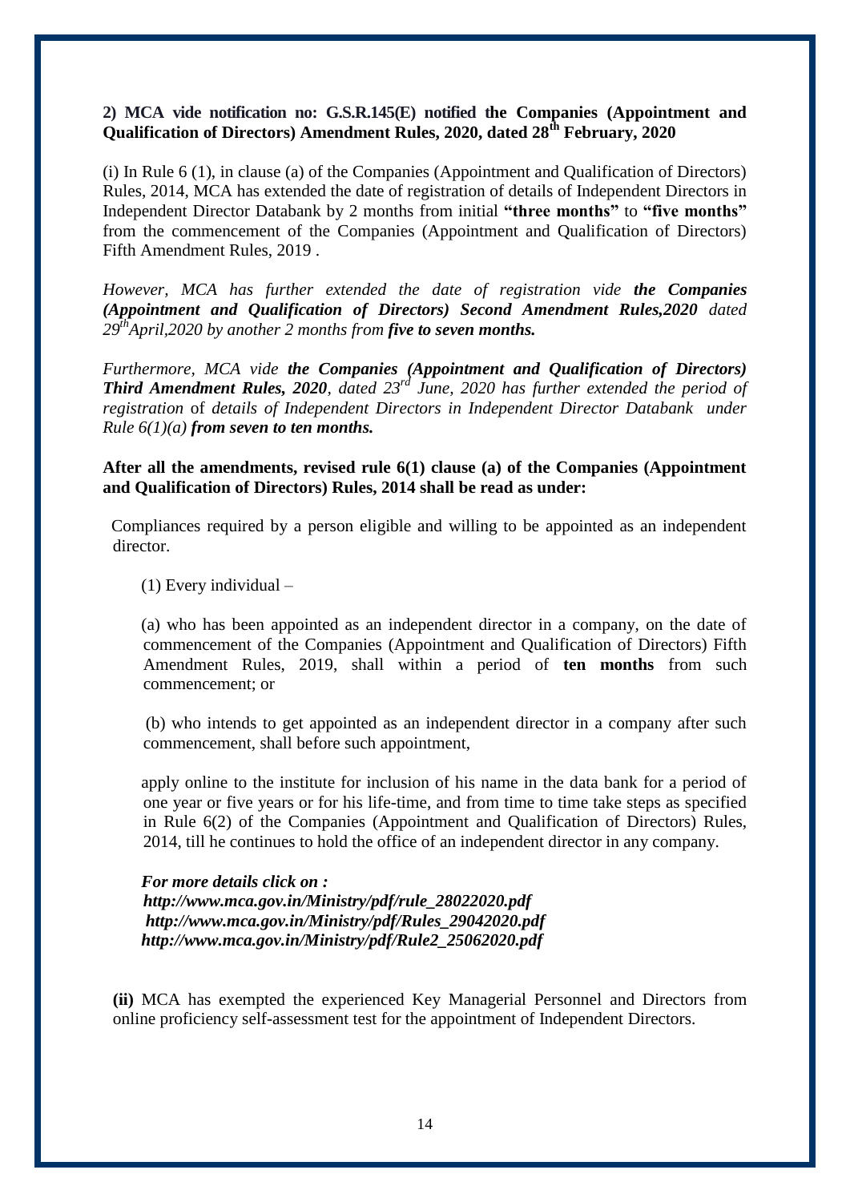**2) MCA vide notification no: G.S.R.145(E) notified the Companies (Appointment and Qualification of Directors) Amendment Rules, 2020, dated 28th February, 2020**

(i) In Rule 6 (1), in clause (a) of the Companies (Appointment and Qualification of Directors) Rules, 2014, MCA has extended the date of registration of details of Independent Directors in Independent Director Databank by 2 months from initial **"three months"** to **"five months"** from the commencement of the Companies (Appointment and Qualification of Directors) Fifth Amendment Rules, 2019 .

*However, MCA has further extended the date of registration vide **the Companies (Appointment and Qualification of Directors) Second Amendment Rules,2020** dated 29th April,2020 by another 2 months from **five to seven months.***

*Furthermore, MCA vide **the Companies (Appointment and Qualification of Directors) Third Amendment Rules, 2020**, dated 23rd June, 2020 has further extended the period of registration* of *details of Independent Directors in Independent Director Databank under Rule 6(1)(a) **from seven to ten months.***

**After all the amendments, revised rule 6(1) clause (a) of the Companies (Appointment and Qualification of Directors) Rules, 2014 shall be read as under:**

Compliances required by a person eligible and willing to be appointed as an independent director.

(1) Every individual –

(a) who has been appointed as an independent director in a company, on the date of commencement of the Companies (Appointment and Qualification of Directors) Fifth Amendment Rules, 2019, shall within a period of **ten months** from such commencement; or

(b) who intends to get appointed as an independent director in a company after such commencement, shall before such appointment,

apply online to the institute for inclusion of his name in the data bank for a period of one year or five years or for his life-time, and from time to time take steps as specified in Rule 6(2) of the Companies (Appointment and Qualification of Directors) Rules, 2014, till he continues to hold the office of an independent director in any company.

***For more details click on :***
***http://www.mca.gov.in/Ministry/pdf/rule_28022020.pdf***
***http://www.mca.gov.in/Ministry/pdf/Rules_29042020.pdf***
***http://www.mca.gov.in/Ministry/pdf/Rule2_25062020.pdf***

**(ii)** MCA has exempted the experienced Key Managerial Personnel and Directors from online proficiency self-assessment test for the appointment of Independent Directors.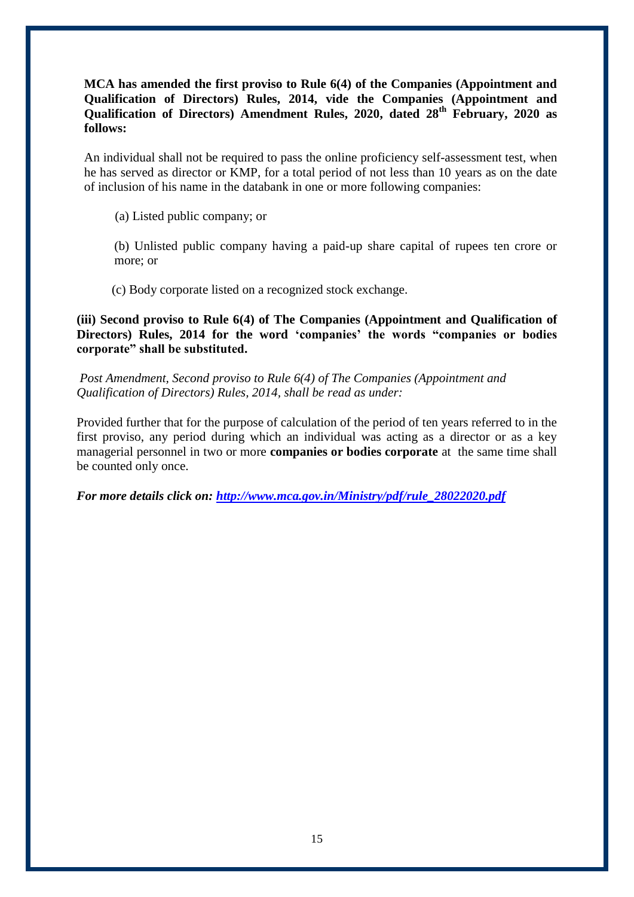**MCA has amended the first proviso to Rule 6(4) of the Companies (Appointment and Qualification of Directors) Rules, 2014, vide the Companies (Appointment and Qualification of Directors) Amendment Rules, 2020, dated 28th February, 2020 as follows:**

An individual shall not be required to pass the online proficiency self-assessment test, when he has served as director or KMP, for a total period of not less than 10 years as on the date of inclusion of his name in the databank in one or more following companies:

(a) Listed public company; or

(b) Unlisted public company having a paid-up share capital of rupees ten crore or more; or

(c) Body corporate listed on a recognized stock exchange.

**(iii) Second proviso to Rule 6(4) of The Companies (Appointment and Qualification of Directors) Rules, 2014 for the word 'companies' the words "companies or bodies corporate" shall be substituted.**

*Post Amendment, Second proviso to Rule 6(4) of The Companies (Appointment and Qualification of Directors) Rules, 2014, shall be read as under:*

Provided further that for the purpose of calculation of the period of ten years referred to in the first proviso, any period during which an individual was acting as a director or as a key managerial personnel in two or more **companies or bodies corporate** at the same time shall be counted only once.

***For more details click on: [http://www.mca.gov.in/Ministry/pdf/rule_28022020.pdf](http://www.mca.gov.in/Ministry/pdf/rule_28022020.pdf)***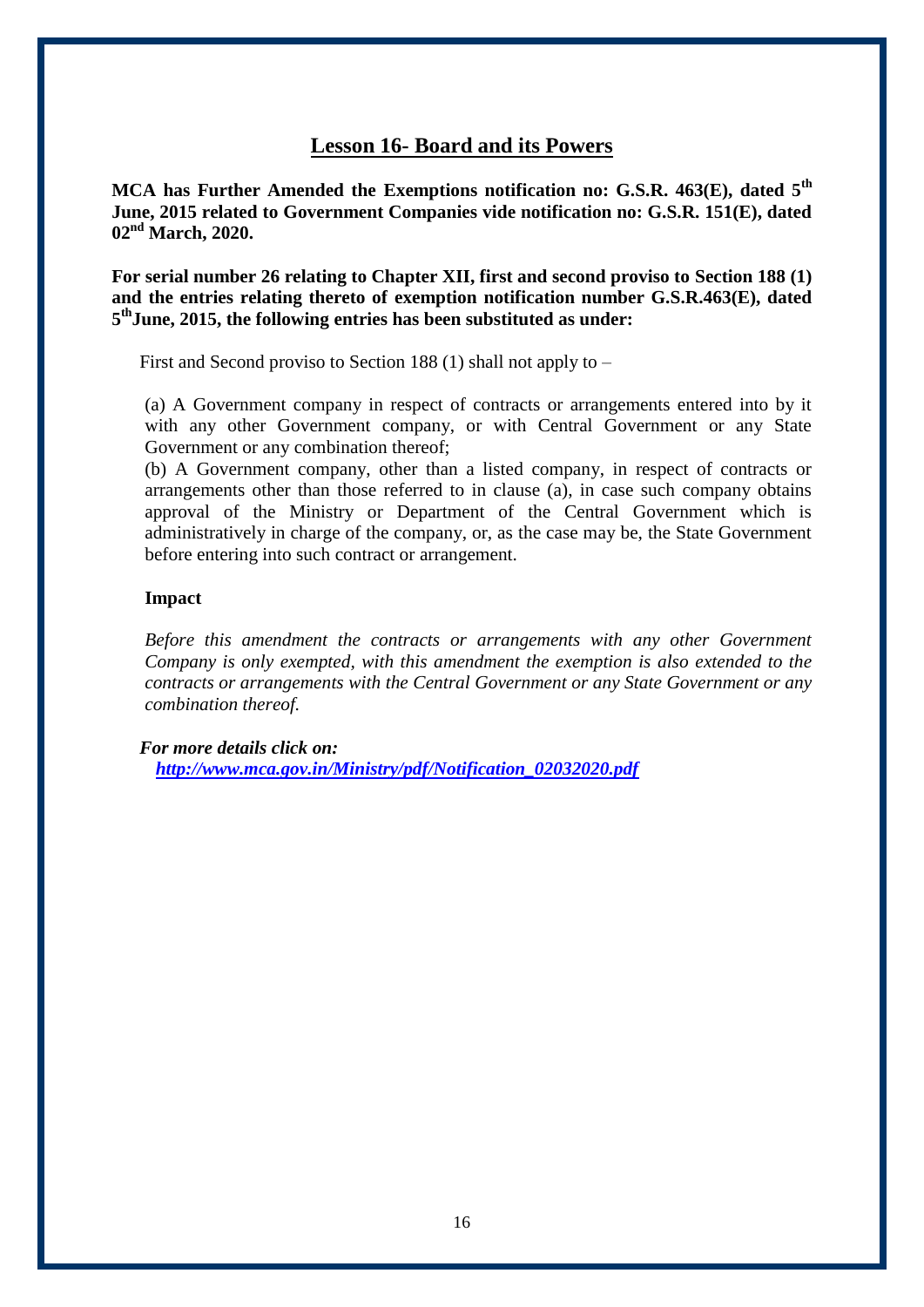## Lesson 16- Board and its Powers

**MCA has Further Amended the Exemptions notification no: G.S.R. 463(E), dated 5th June, 2015 related to Government Companies vide notification no: G.S.R. 151(E), dated 02nd March, 2020.**

**For serial number 26 relating to Chapter XII, first and second proviso to Section 188 (1) and the entries relating thereto of exemption notification number G.S.R.463(E), dated 5th June, 2015, the following entries has been substituted as under:**

First and Second proviso to Section 188 (1) shall not apply to –

(a) A Government company in respect of contracts or arrangements entered into by it with any other Government company, or with Central Government or any State Government or any combination thereof;

(b) A Government company, other than a listed company, in respect of contracts or arrangements other than those referred to in clause (a), in case such company obtains approval of the Ministry or Department of the Central Government which is administratively in charge of the company, or, as the case may be, the State Government before entering into such contract or arrangement.

**Impact**

*Before this amendment the contracts or arrangements with any other Government Company is only exempted, with this amendment the exemption is also extended to the contracts or arrangements with the Central Government or any State Government or any combination thereof.*

***For more details click on:***
***http://www.mca.gov.in/Ministry/pdf/Notification_02032020.pdf***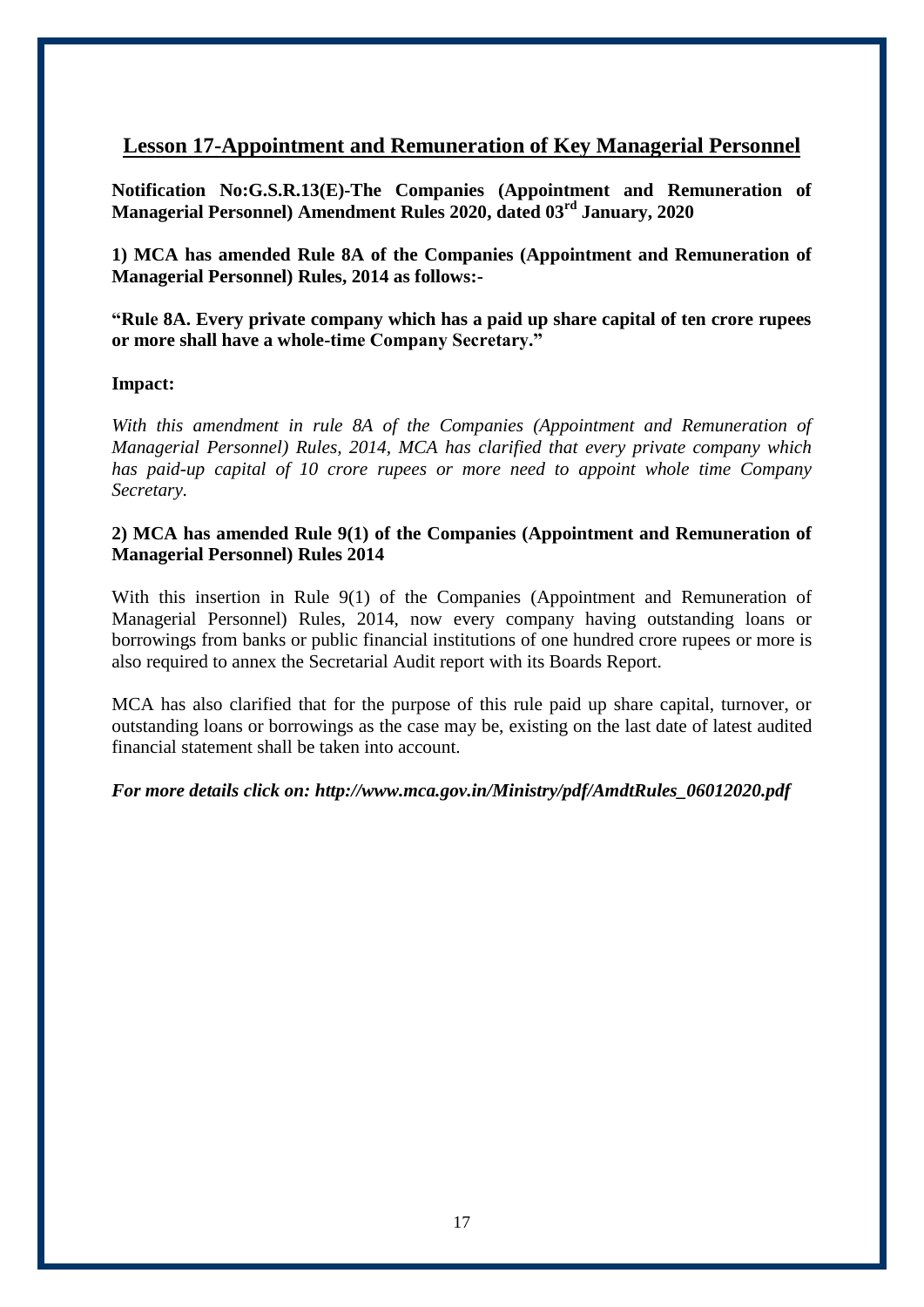## Lesson 17-Appointment and Remuneration of Key Managerial Personnel

**Notification No:G.S.R.13(E)-The Companies (Appointment and Remuneration of Managerial Personnel) Amendment Rules 2020, dated 03rd January, 2020**

**1) MCA has amended Rule 8A of the Companies (Appointment and Remuneration of Managerial Personnel) Rules, 2014 as follows:-**

**"Rule 8A. Every private company which has a paid up share capital of ten crore rupees or more shall have a whole-time Company Secretary."**

**Impact:**

*With this amendment in rule 8A of the Companies (Appointment and Remuneration of Managerial Personnel) Rules, 2014, MCA has clarified that every private company which has paid-up capital of 10 crore rupees or more need to appoint whole time Company Secretary.*

**2) MCA has amended Rule 9(1) of the Companies (Appointment and Remuneration of Managerial Personnel) Rules 2014**

With this insertion in Rule 9(1) of the Companies (Appointment and Remuneration of Managerial Personnel) Rules, 2014, now every company having outstanding loans or borrowings from banks or public financial institutions of one hundred crore rupees or more is also required to annex the Secretarial Audit report with its Boards Report.

MCA has also clarified that for the purpose of this rule paid up share capital, turnover, or outstanding loans or borrowings as the case may be, existing on the last date of latest audited financial statement shall be taken into account.

***For more details click on: http://www.mca.gov.in/Ministry/pdf/AmdtRules_06012020.pdf***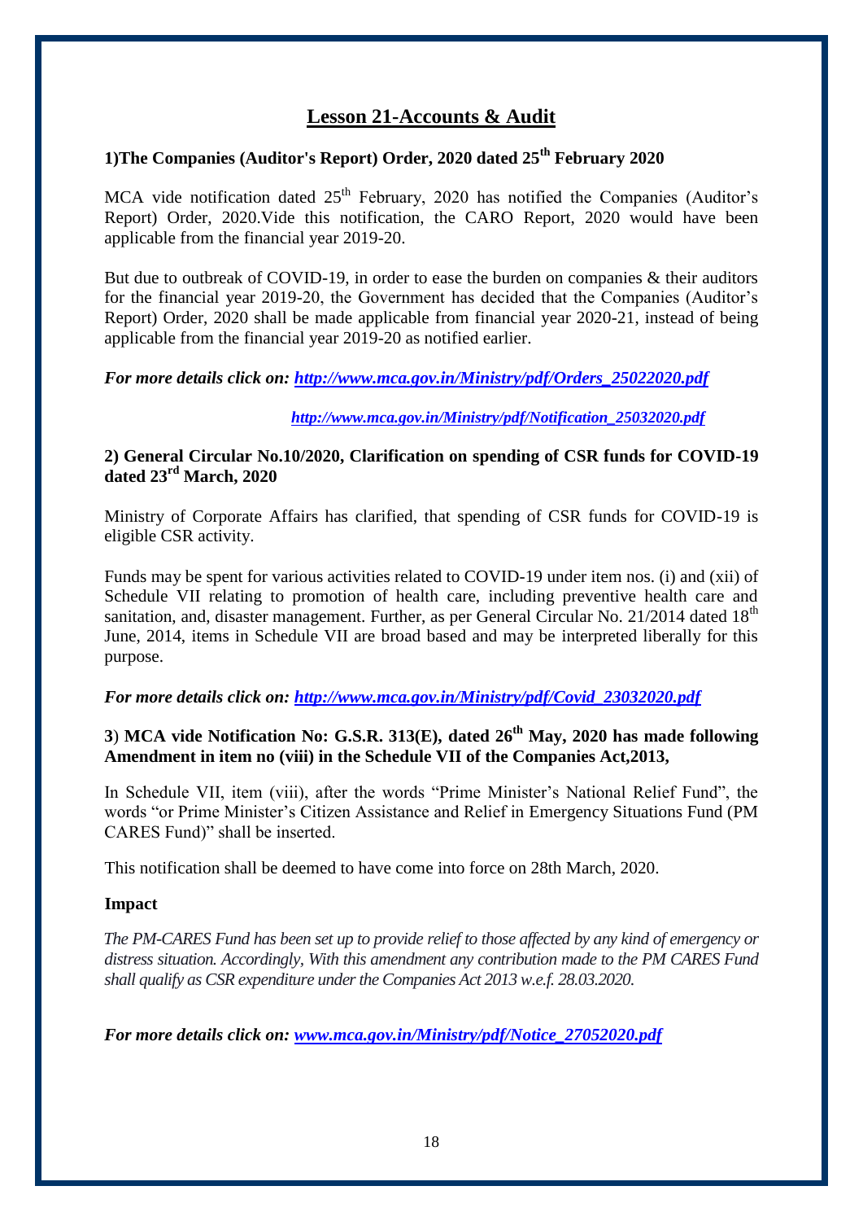# Lesson 21-Accounts & Audit

### 1)The Companies (Auditor's Report) Order, 2020 dated 25th February 2020

MCA vide notification dated 25th February, 2020 has notified the Companies (Auditor's Report) Order, 2020.Vide this notification, the CARO Report, 2020 would have been applicable from the financial year 2019-20.

But due to outbreak of COVID-19, in order to ease the burden on companies & their auditors for the financial year 2019-20, the Government has decided that the Companies (Auditor's Report) Order, 2020 shall be made applicable from financial year 2020-21, instead of being applicable from the financial year 2019-20 as notified earlier.

***For more details click on: http://www.mca.gov.in/Ministry/pdf/Orders_25022020.pdf***

***http://www.mca.gov.in/Ministry/pdf/Notification_25032020.pdf***

### 2) General Circular No.10/2020, Clarification on spending of CSR funds for COVID-19 dated 23rd March, 2020

Ministry of Corporate Affairs has clarified, that spending of CSR funds for COVID-19 is eligible CSR activity.

Funds may be spent for various activities related to COVID-19 under item nos. (i) and (xii) of Schedule VII relating to promotion of health care, including preventive health care and sanitation, and, disaster management. Further, as per General Circular No. 21/2014 dated 18th June, 2014, items in Schedule VII are broad based and may be interpreted liberally for this purpose.

***For more details click on: http://www.mca.gov.in/Ministry/pdf/Covid_23032020.pdf***

### 3) MCA vide Notification No: G.S.R. 313(E), dated 26th May, 2020 has made following Amendment in item no (viii) in the Schedule VII of the Companies Act,2013,

In Schedule VII, item (viii), after the words "Prime Minister's National Relief Fund", the words "or Prime Minister's Citizen Assistance and Relief in Emergency Situations Fund (PM CARES Fund)" shall be inserted.

This notification shall be deemed to have come into force on 28th March, 2020.

**Impact**

*The PM-CARES Fund has been set up to provide relief to those affected by any kind of emergency or distress situation. Accordingly, With this amendment any contribution made to the PM CARES Fund shall qualify as CSR expenditure under the Companies Act 2013 w.e.f. 28.03.2020.*

***For more details click on: www.mca.gov.in/Ministry/pdf/Notice_27052020.pdf***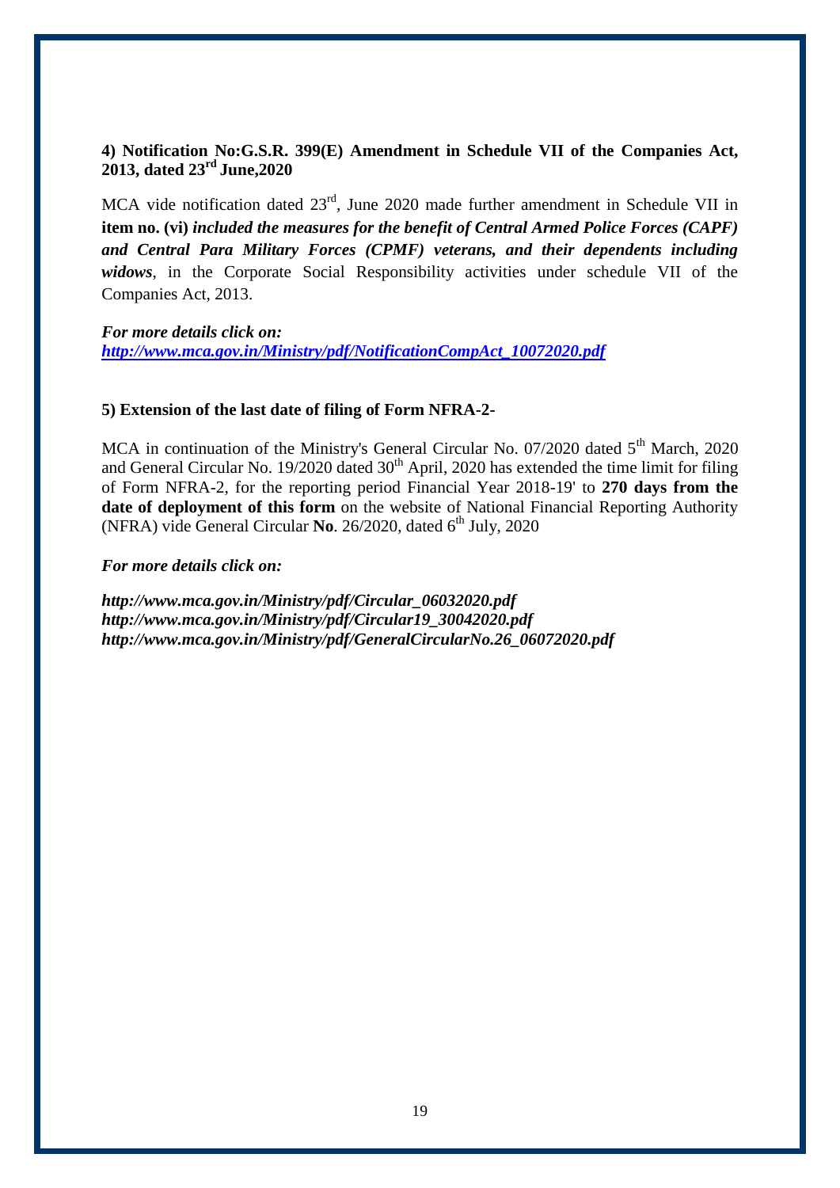### 4) Notification No:G.S.R. 399(E) Amendment in Schedule VII of the Companies Act, 2013, dated 23rd June,2020

MCA vide notification dated 23rd, June 2020 made further amendment in Schedule VII in **item no. (vi)** ***included the measures for the benefit of Central Armed Police Forces (CAPF) and Central Para Military Forces (CPMF) veterans, and their dependents including widows***, in the Corporate Social Responsibility activities under schedule VII of the Companies Act, 2013.

***For more details click on:***
***http://www.mca.gov.in/Ministry/pdf/NotificationCompAct_10072020.pdf***

### 5) Extension of the last date of filing of Form NFRA-2-

MCA in continuation of the Ministry's General Circular No. 07/2020 dated 5th March, 2020 and General Circular No. 19/2020 dated 30th April, 2020 has extended the time limit for filing of Form NFRA-2, for the reporting period Financial Year 2018-19' to **270 days from the date of deployment of this form** on the website of National Financial Reporting Authority (NFRA) vide General Circular **No**. 26/2020, dated 6th July, 2020

***For more details click on:***

***http://www.mca.gov.in/Ministry/pdf/Circular_06032020.pdf***
***http://www.mca.gov.in/Ministry/pdf/Circular19_30042020.pdf***
***http://www.mca.gov.in/Ministry/pdf/GeneralCircularNo.26_06072020.pdf***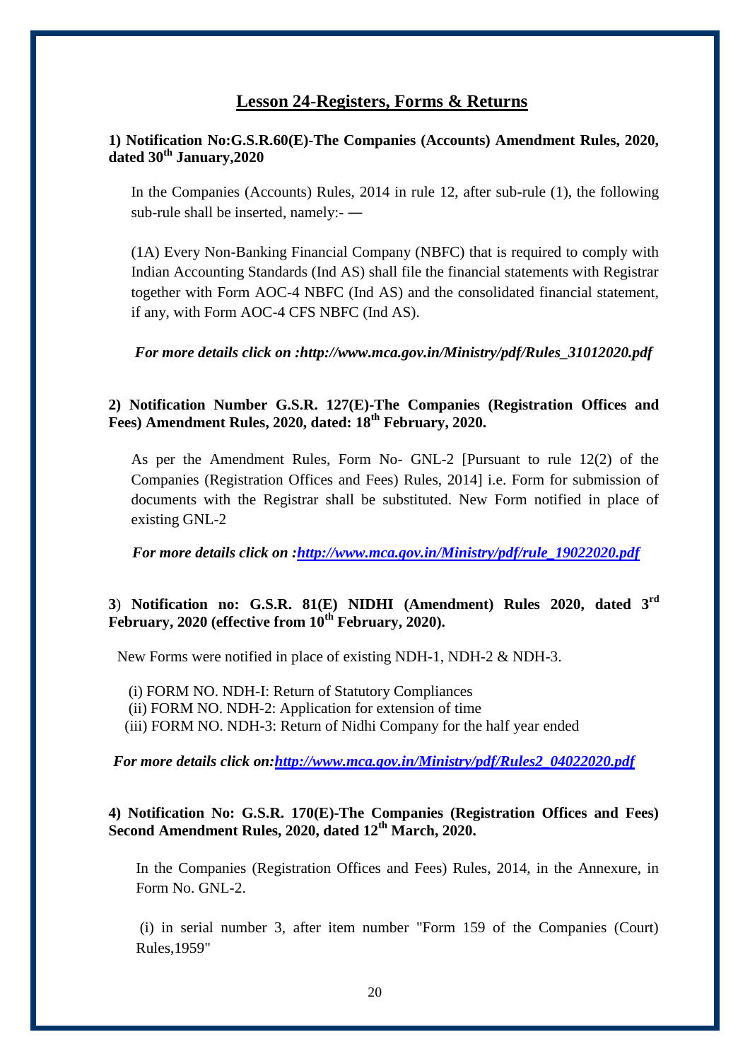## Lesson 24-Registers, Forms & Returns

**1) Notification No:G.S.R.60(E)-The Companies (Accounts) Amendment Rules, 2020, dated 30th January,2020**

In the Companies (Accounts) Rules, 2014 in rule 12, after sub-rule (1), the following sub-rule shall be inserted, namely:- —

(1A) Every Non-Banking Financial Company (NBFC) that is required to comply with Indian Accounting Standards (Ind AS) shall file the financial statements with Registrar together with Form AOC-4 NBFC (Ind AS) and the consolidated financial statement, if any, with Form AOC-4 CFS NBFC (Ind AS).

***For more details click on :http://www.mca.gov.in/Ministry/pdf/Rules_31012020.pdf***

**2) Notification Number G.S.R. 127(E)-The Companies (Registration Offices and Fees) Amendment Rules, 2020, dated: 18th February, 2020.**

As per the Amendment Rules, Form No- GNL-2 [Pursuant to rule 12(2) of the Companies (Registration Offices and Fees) Rules, 2014] i.e. Form for submission of documents with the Registrar shall be substituted. New Form notified in place of existing GNL-2

***For more details click on :http://www.mca.gov.in/Ministry/pdf/rule_19022020.pdf***

**3) Notification no: G.S.R. 81(E) NIDHI (Amendment) Rules 2020, dated 3rd February, 2020 (effective from 10th February, 2020).**

New Forms were notified in place of existing NDH-1, NDH-2 & NDH-3.

(i) FORM NO. NDH-I: Return of Statutory Compliances
(ii) FORM NO. NDH-2: Application for extension of time
(iii) FORM NO. NDH-3: Return of Nidhi Company for the half year ended

***For more details click on:http://www.mca.gov.in/Ministry/pdf/Rules2_04022020.pdf***

**4) Notification No: G.S.R. 170(E)-The Companies (Registration Offices and Fees) Second Amendment Rules, 2020, dated 12th March, 2020.**

In the Companies (Registration Offices and Fees) Rules, 2014, in the Annexure, in Form No. GNL-2.

(i) in serial number 3, after item number "Form 159 of the Companies (Court) Rules,1959"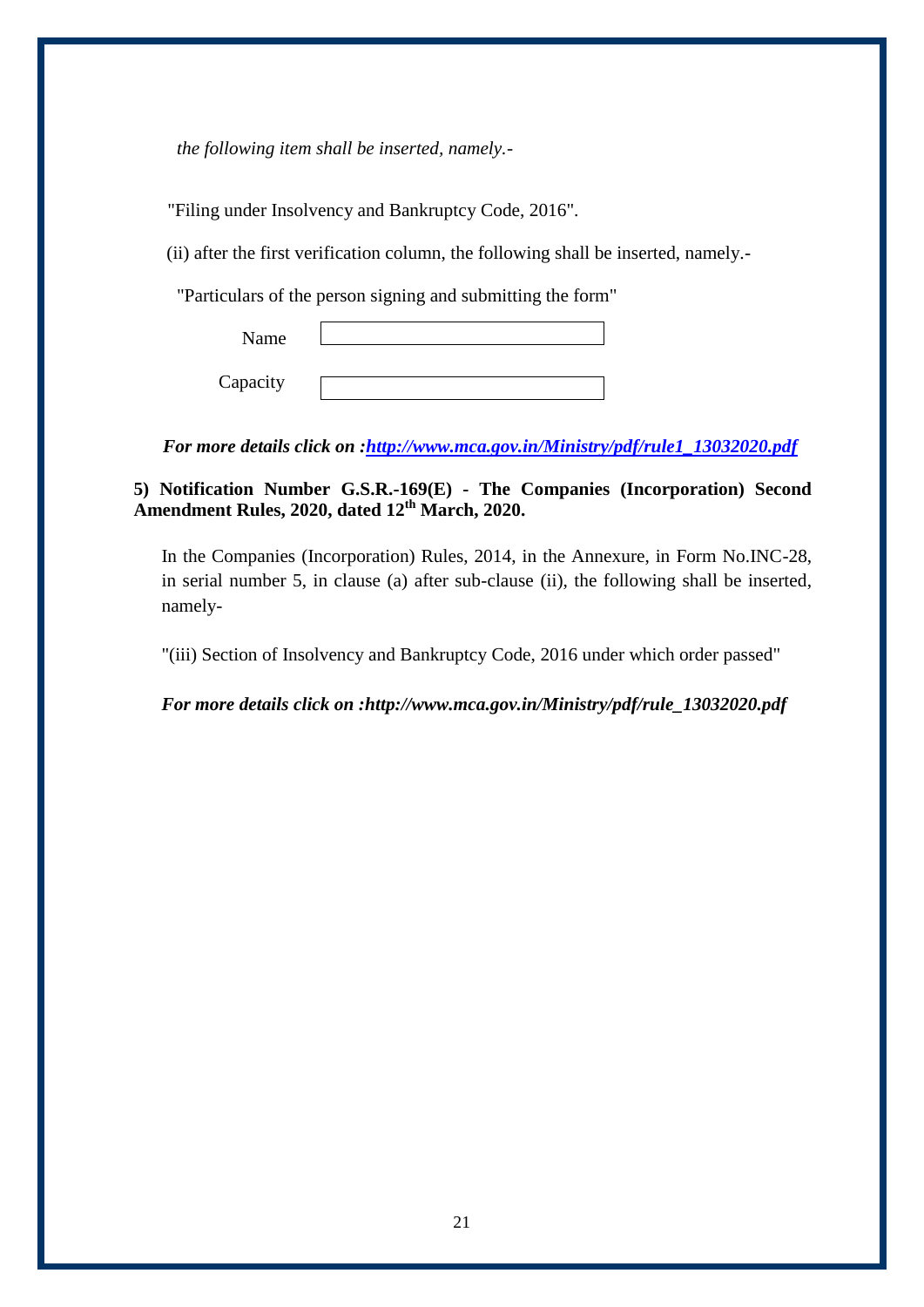*the following item shall be inserted, namely.-*

"Filing under Insolvency and Bankruptcy Code, 2016".

(ii) after the first verification column, the following shall be inserted, namely.-

"Particulars of the person signing and submitting the form"

| Name | |
|---|---|
| Capacity | |

***For more details click on :[http://www.mca.gov.in/Ministry/pdf/rule1_13032020.pdf](http://www.mca.gov.in/Ministry/pdf/rule1_13032020.pdf)***

**5) Notification Number G.S.R.-169(E) - The Companies (Incorporation) Second Amendment Rules, 2020, dated 12th March, 2020.**

In the Companies (Incorporation) Rules, 2014, in the Annexure, in Form No.INC-28, in serial number 5, in clause (a) after sub-clause (ii), the following shall be inserted, namely-

"(iii) Section of Insolvency and Bankruptcy Code, 2016 under which order passed"

***For more details click on :http://www.mca.gov.in/Ministry/pdf/rule_13032020.pdf***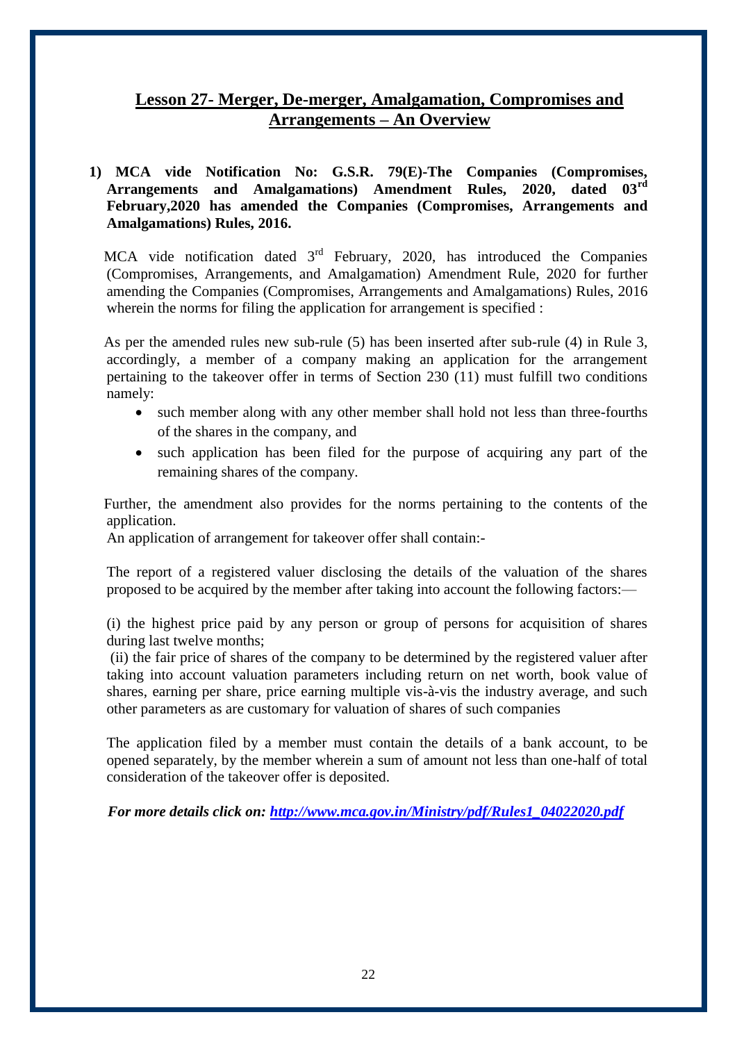## Lesson 27- Merger, De-merger, Amalgamation, Compromises and Arrangements – An Overview

**1) MCA vide Notification No: G.S.R. 79(E)-The Companies (Compromises, Arrangements and Amalgamations) Amendment Rules, 2020, dated 03rd February,2020 has amended the Companies (Compromises, Arrangements and Amalgamations) Rules, 2016.**

MCA vide notification dated 3rd February, 2020, has introduced the Companies (Compromises, Arrangements, and Amalgamation) Amendment Rule, 2020 for further amending the Companies (Compromises, Arrangements and Amalgamations) Rules, 2016 wherein the norms for filing the application for arrangement is specified :

As per the amended rules new sub-rule (5) has been inserted after sub-rule (4) in Rule 3, accordingly, a member of a company making an application for the arrangement pertaining to the takeover offer in terms of Section 230 (11) must fulfill two conditions namely:

- such member along with any other member shall hold not less than three-fourths of the shares in the company, and
- such application has been filed for the purpose of acquiring any part of the remaining shares of the company.

Further, the amendment also provides for the norms pertaining to the contents of the application.
An application of arrangement for takeover offer shall contain:-

The report of a registered valuer disclosing the details of the valuation of the shares proposed to be acquired by the member after taking into account the following factors:—

(i) the highest price paid by any person or group of persons for acquisition of shares during last twelve months;
(ii) the fair price of shares of the company to be determined by the registered valuer after taking into account valuation parameters including return on net worth, book value of shares, earning per share, price earning multiple vis-à-vis the industry average, and such other parameters as are customary for valuation of shares of such companies

The application filed by a member must contain the details of a bank account, to be opened separately, by the member wherein a sum of amount not less than one-half of total consideration of the takeover offer is deposited.

***For more details click on: [http://www.mca.gov.in/Ministry/pdf/Rules1_04022020.pdf](http://www.mca.gov.in/Ministry/pdf/Rules1_04022020.pdf)***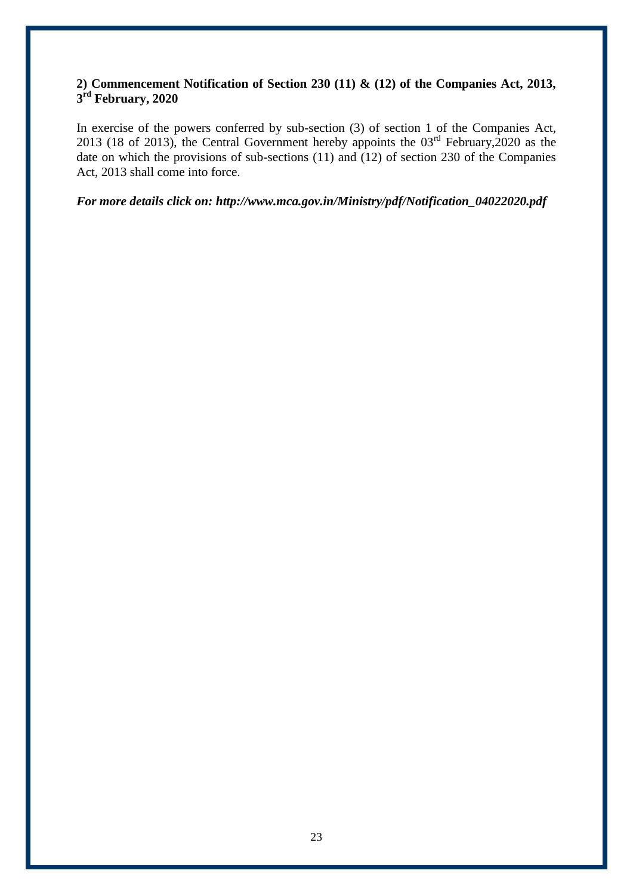**2) Commencement Notification of Section 230 (11) & (12) of the Companies Act, 2013, 3rd February, 2020**

In exercise of the powers conferred by sub-section (3) of section 1 of the Companies Act, 2013 (18 of 2013), the Central Government hereby appoints the 03rd February,2020 as the date on which the provisions of sub-sections (11) and (12) of section 230 of the Companies Act, 2013 shall come into force.

***For more details click on: http://www.mca.gov.in/Ministry/pdf/Notification_04022020.pdf***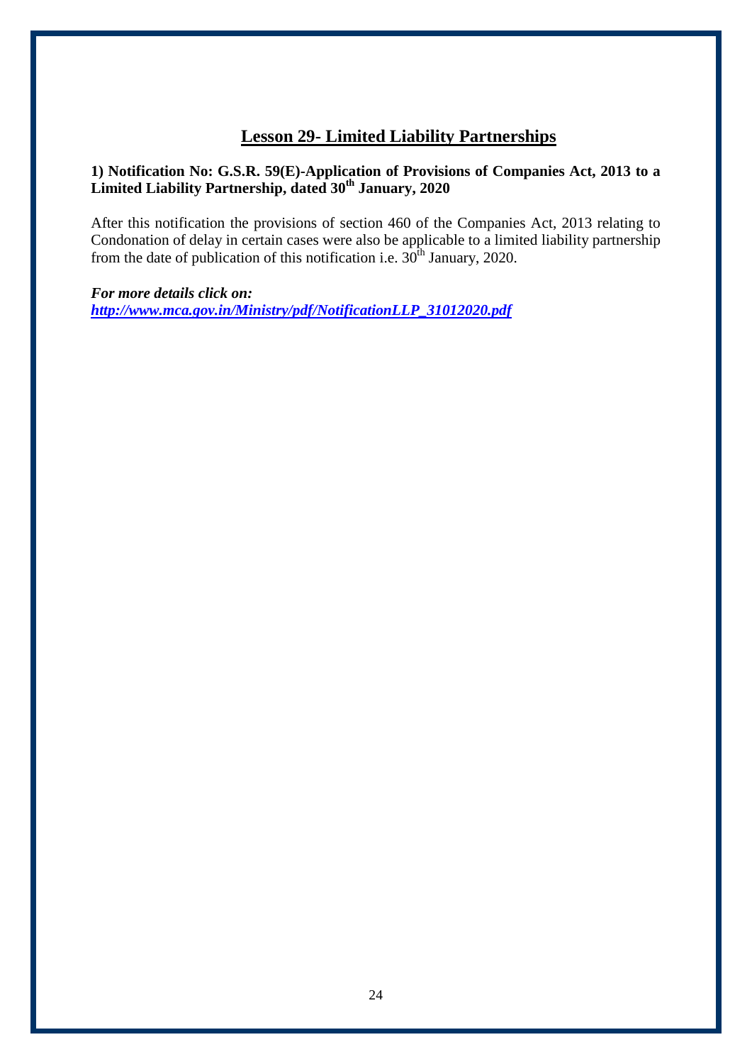## Lesson 29- Limited Liability Partnerships

**1) Notification No: G.S.R. 59(E)-Application of Provisions of Companies Act, 2013 to a Limited Liability Partnership, dated 30th January, 2020**

After this notification the provisions of section 460 of the Companies Act, 2013 relating to Condonation of delay in certain cases were also be applicable to a limited liability partnership from the date of publication of this notification i.e. 30th January, 2020.

***For more details click on:***
***http://www.mca.gov.in/Ministry/pdf/NotificationLLP_31012020.pdf***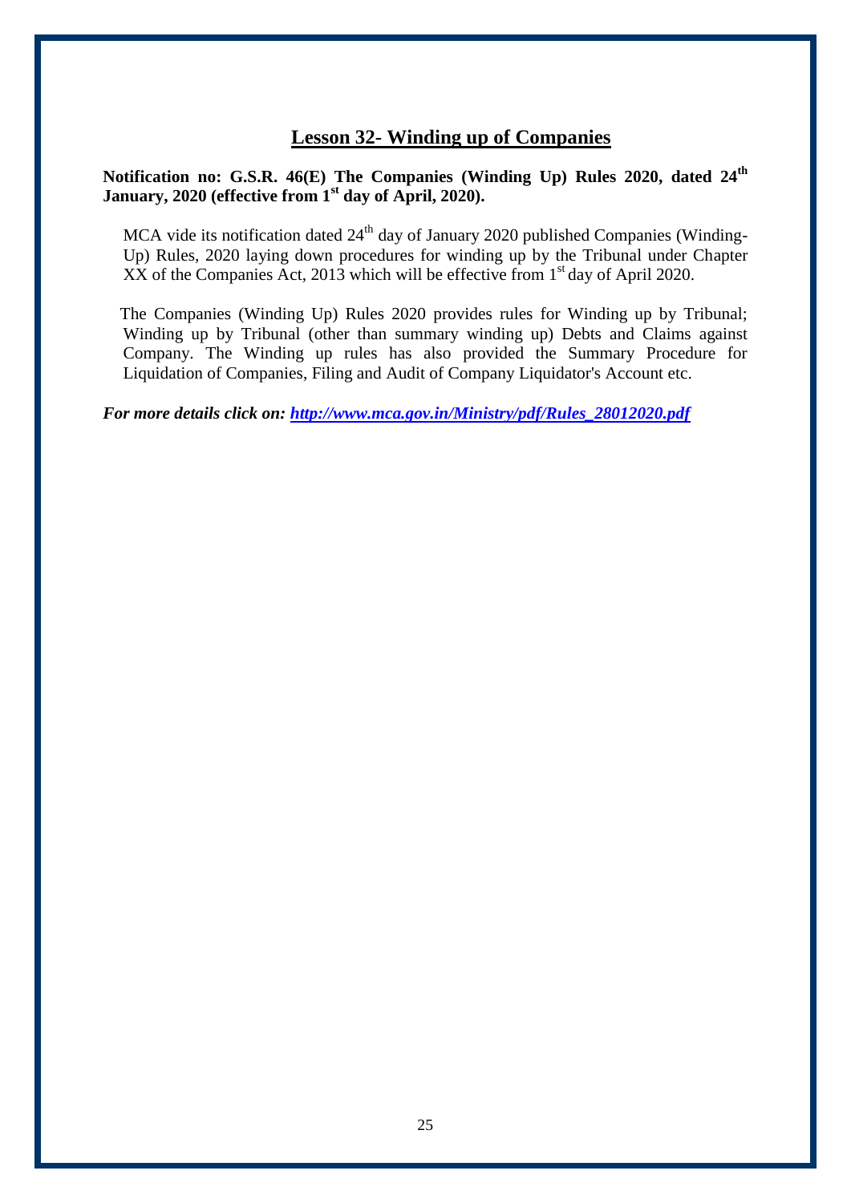## Lesson 32- Winding up of Companies

**Notification no: G.S.R. 46(E) The Companies (Winding Up) Rules 2020, dated 24th January, 2020 (effective from 1st day of April, 2020).**

MCA vide its notification dated 24th day of January 2020 published Companies (Winding-Up) Rules, 2020 laying down procedures for winding up by the Tribunal under Chapter XX of the Companies Act, 2013 which will be effective from 1st day of April 2020.

The Companies (Winding Up) Rules 2020 provides rules for Winding up by Tribunal; Winding up by Tribunal (other than summary winding up) Debts and Claims against Company. The Winding up rules has also provided the Summary Procedure for Liquidation of Companies, Filing and Audit of Company Liquidator's Account etc.

***For more details click on: [http://www.mca.gov.in/Ministry/pdf/Rules_28012020.pdf](http://www.mca.gov.in/Ministry/pdf/Rules_28012020.pdf)***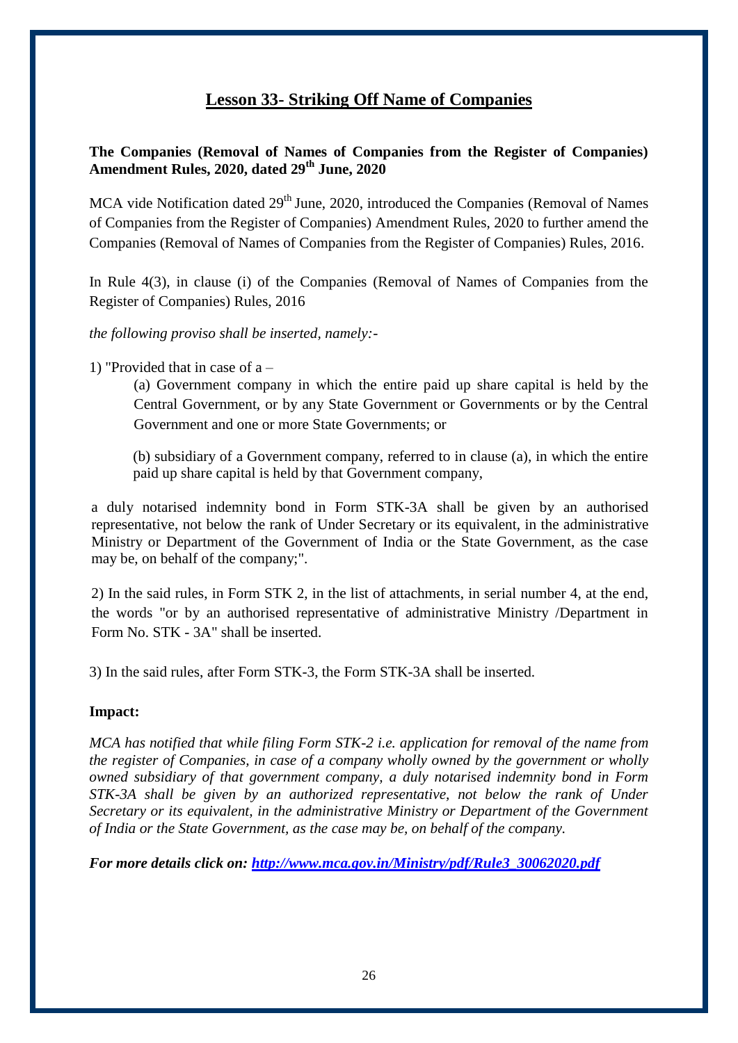# Lesson 33- Striking Off Name of Companies

**The Companies (Removal of Names of Companies from the Register of Companies) Amendment Rules, 2020, dated 29th June, 2020**

MCA vide Notification dated 29th June, 2020, introduced the Companies (Removal of Names of Companies from the Register of Companies) Amendment Rules, 2020 to further amend the Companies (Removal of Names of Companies from the Register of Companies) Rules, 2016.

In Rule 4(3), in clause (i) of the Companies (Removal of Names of Companies from the Register of Companies) Rules, 2016

*the following proviso shall be inserted, namely:-*

1) "Provided that in case of a –

> (a) Government company in which the entire paid up share capital is held by the Central Government, or by any State Government or Governments or by the Central Government and one or more State Governments; or
>
> (b) subsidiary of a Government company, referred to in clause (a), in which the entire paid up share capital is held by that Government company,

a duly notarised indemnity bond in Form STK-3A shall be given by an authorised representative, not below the rank of Under Secretary or its equivalent, in the administrative Ministry or Department of the Government of India or the State Government, as the case may be, on behalf of the company;".

2) In the said rules, in Form STK 2, in the list of attachments, in serial number 4, at the end, the words "or by an authorised representative of administrative Ministry /Department in Form No. STK - 3A" shall be inserted.

3) In the said rules, after Form STK-3, the Form STK-3A shall be inserted.

**Impact:**

*MCA has notified that while filing Form STK-2 i.e. application for removal of the name from the register of Companies, in case of a company wholly owned by the government or wholly owned subsidiary of that government company, a duly notarised indemnity bond in Form STK-3A shall be given by an authorized representative, not below the rank of Under Secretary or its equivalent, in the administrative Ministry or Department of the Government of India or the State Government, as the case may be, on behalf of the company.*

***For more details click on: [http://www.mca.gov.in/Ministry/pdf/Rule3_30062020.pdf](http://www.mca.gov.in/Ministry/pdf/Rule3_30062020.pdf)***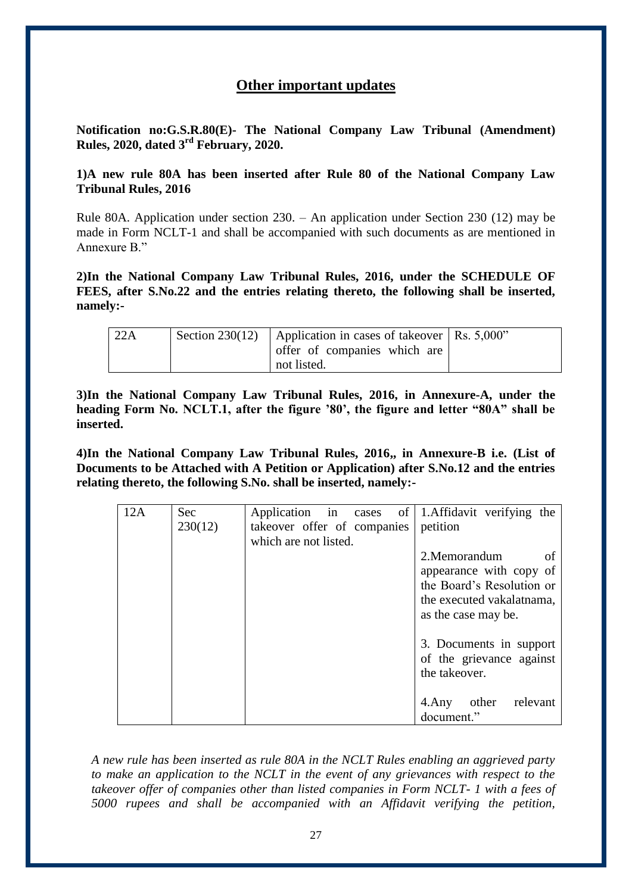## Other important updates

**Notification no:G.S.R.80(E)- The National Company Law Tribunal (Amendment) Rules, 2020, dated 3rd February, 2020.**

**1)A new rule 80A has been inserted after Rule 80 of the National Company Law Tribunal Rules, 2016**

Rule 80A. Application under section 230. – An application under Section 230 (12) may be made in Form NCLT-1 and shall be accompanied with such documents as are mentioned in Annexure B."

**2)In the National Company Law Tribunal Rules, 2016, under the SCHEDULE OF FEES, after S.No.22 and the entries relating thereto, the following shall be inserted, namely:-**

| 22A | Section 230(12) | Application in cases of takeover offer of companies which are not listed. | Rs. 5,000" |
|---|---|---|---|

**3)In the National Company Law Tribunal Rules, 2016, in Annexure-A, under the heading Form No. NCLT.1, after the figure '80', the figure and letter "80A" shall be inserted.**

**4)In the National Company Law Tribunal Rules, 2016,, in Annexure-B i.e. (List of Documents to be Attached with A Petition or Application) after S.No.12 and the entries relating thereto, the following S.No. shall be inserted, namely:-**

| 12A | Sec 230(12) | Application in cases of takeover offer of companies which are not listed. | 1.Affidavit verifying the petition<br><br>2.Memorandum of appearance with copy of the Board's Resolution or the executed vakalatnama, as the case may be.<br><br>3. Documents in support of the grievance against the takeover.<br><br>4.Any other relevant document." |
|---|---|---|---|

*A new rule has been inserted as rule 80A in the NCLT Rules enabling an aggrieved party to make an application to the NCLT in the event of any grievances with respect to the takeover offer of companies other than listed companies in Form NCLT- 1 with a fees of 5000 rupees and shall be accompanied with an Affidavit verifying the petition,*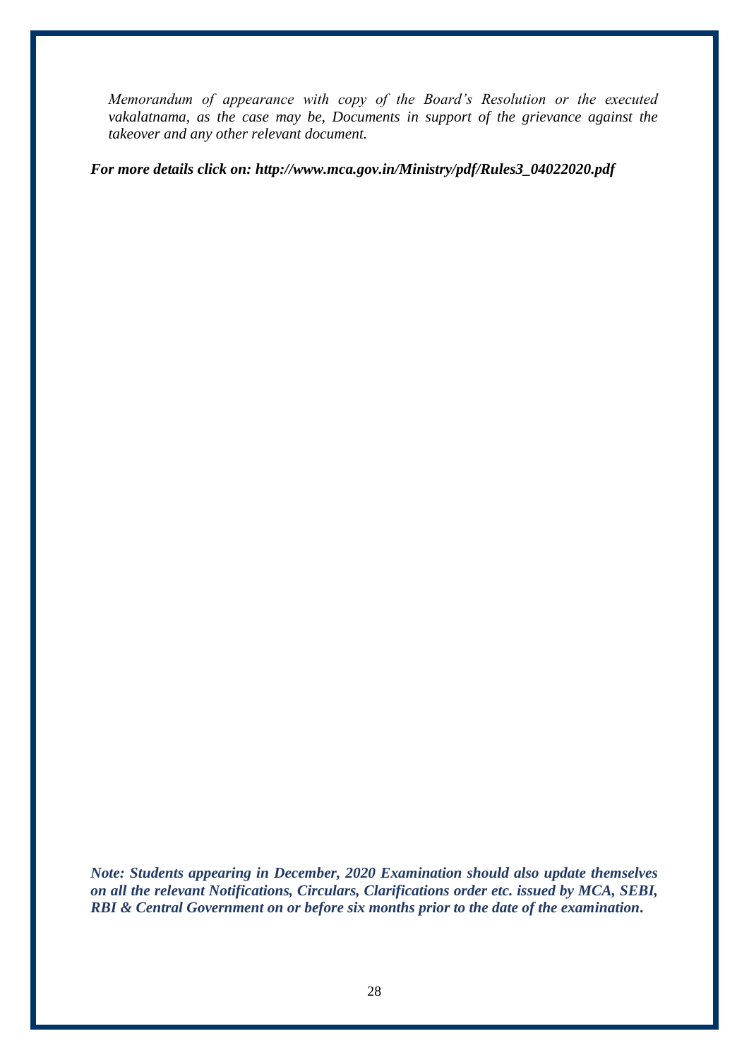*Memorandum of appearance with copy of the Board's Resolution or the executed vakalatnama, as the case may be, Documents in support of the grievance against the takeover and any other relevant document.*

***For more details click on: http://www.mca.gov.in/Ministry/pdf/Rules3_04022020.pdf***

***Note: Students appearing in December, 2020 Examination should also update themselves on all the relevant Notifications, Circulars, Clarifications order etc. issued by MCA, SEBI, RBI & Central Government on or before six months prior to the date of the examination.***